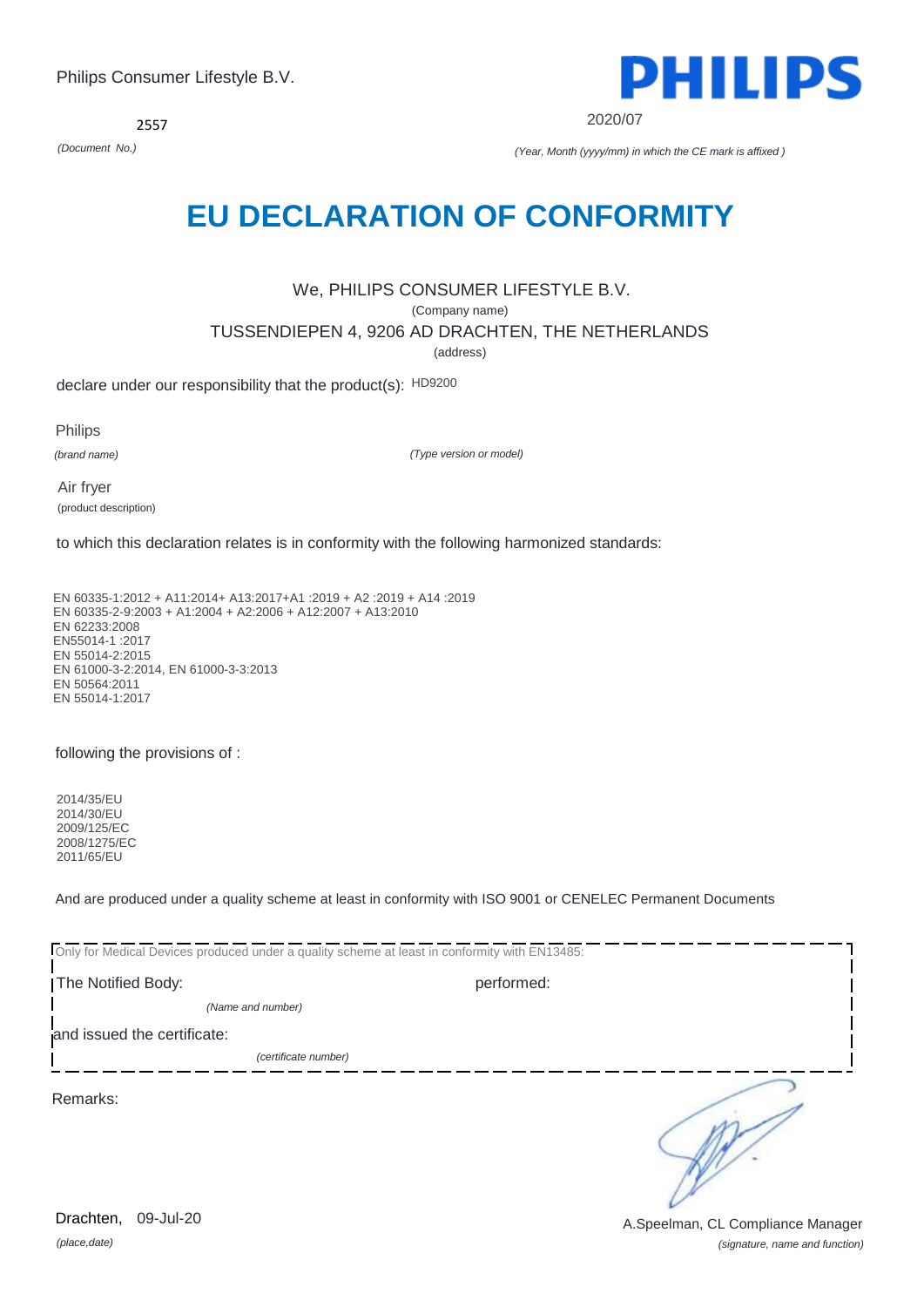Philips Consumer Lifestyle B.V.

2557

*(Document No.)*

2020/07

*(Year, Month (yyyy/mm) in which the CE mark is affixed )*

# EU DECLARATION OF CONFORMITY

We, PHILIPS CONSUMER LIFESTYLE B.V.

(Company name)

TUSSENDIEPEN 4, 9206 AD DRACHTEN, THE NETHERLANDS

(address)

declare under our responsibility that the product(s): HD9200

Philips

*(brand name)*

*(Type version or model)*

Air fryer

(product description)

to which this declaration relates is in conformity with the following harmonized standards:

EN 60335-1:2012 + A11:2014+ A13:2017+A1 :2019 + A2 :2019 + A14 :2019
EN 60335-2-9:2003 + A1:2004 + A2:2006 + A12:2007 + A13:2010
EN 62233:2008
EN55014-1 :2017
EN 55014-2:2015
EN 61000-3-2:2014, EN 61000-3-3:2013
EN 50564:2011
EN 55014-1:2017

following the provisions of :

2014/35/EU
2014/30/EU
2009/125/EC
2008/1275/EC
2011/65/EU

And are produced under a quality scheme at least in conformity with ISO 9001 or CENELEC Permanent Documents

Only for Medical Devices produced under a quality scheme at least in conformity with EN13485:

The Notified Body: performed:

*(Name and number)*

and issued the certificate:

*(certificate number)*

Remarks:

Drachten, 09-Jul-20

*(place,date)*

A.Speelman, CL Compliance Manager

*(signature, name and function)*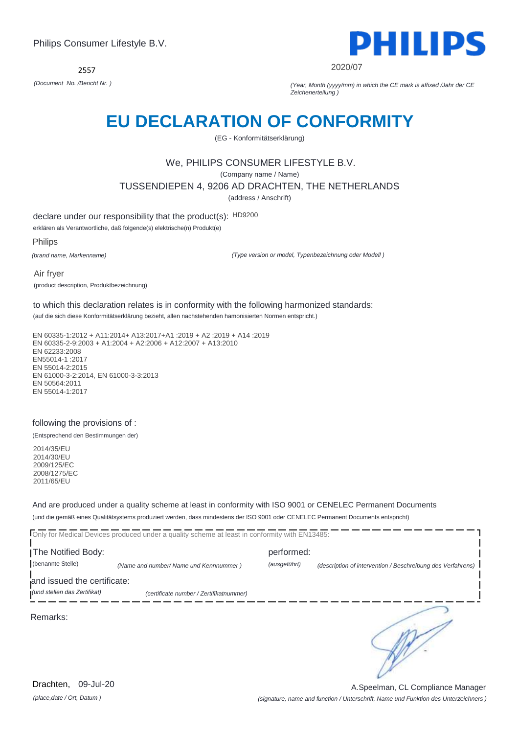Philips Consumer Lifestyle B.V.

2557

*(Document No. /Bericht Nr. )*

PHILIPS

2020/07

*(Year, Month (yyyy/mm) in which the CE mark is affixed /Jahr der CE Zeichenerteilung )*

# EU DECLARATION OF CONFORMITY

(EG - Konformitätserklärung)

We, PHILIPS CONSUMER LIFESTYLE B.V.

(Company name / Name)

TUSSENDIEPEN 4, 9206 AD DRACHTEN, THE NETHERLANDS

(address / Anschrift)

declare under our responsibility that the product(s): HD9200

erklären als Verantwortliche, daß folgende(s) elektrische(n) Produkt(e)

Philips

*(brand name, Markenname)* *(Type version or model, Typenbezeichnung oder Modell )*

Air fryer

(product description, Produktbezeichnung)

to which this declaration relates is in conformity with the following harmonized standards:

(auf die sich diese Konformitätserklärung bezieht, allen nachstehenden hamonisierten Normen entspricht.)

EN 60335-1:2012 + A11:2014+ A13:2017+A1 :2019 + A2 :2019 + A14 :2019
EN 60335-2-9:2003 + A1:2004 + A2:2006 + A12:2007 + A13:2010
EN 62233:2008
EN55014-1 :2017
EN 55014-2:2015
EN 61000-3-2:2014, EN 61000-3-3:2013
EN 50564:2011
EN 55014-1:2017

following the provisions of :

(Entsprechend den Bestimmungen der)

2014/35/EU
2014/30/EU
2009/125/EC
2008/1275/EC
2011/65/EU

And are produced under a quality scheme at least in conformity with ISO 9001 or CENELEC Permanent Documents

(und die gemäß eines Qualitätsystems produziert werden, dass mindestens der ISO 9001 oder CENELEC Permanent Documents entspricht)

Only for Medical Devices produced under a quality scheme at least in conformity with EN13485:

The Notified Body: performed:

(benannte Stelle) *(Name and number/ Name und Kennnummer )* *(ausgeführt)* *(description of intervention / Beschreibung des Verfahrens)*

and issued the certificate:

*(und stellen das Zertifikat)* *(certificate number / Zertifikatnummer)*

Remarks:

Drachten, 09-Jul-20

*(place,date / Ort, Datum )*

A.Speelman, CL Compliance Manager

*(signature, name and function / Unterschrift, Name und Funktion des Unterzeichners )*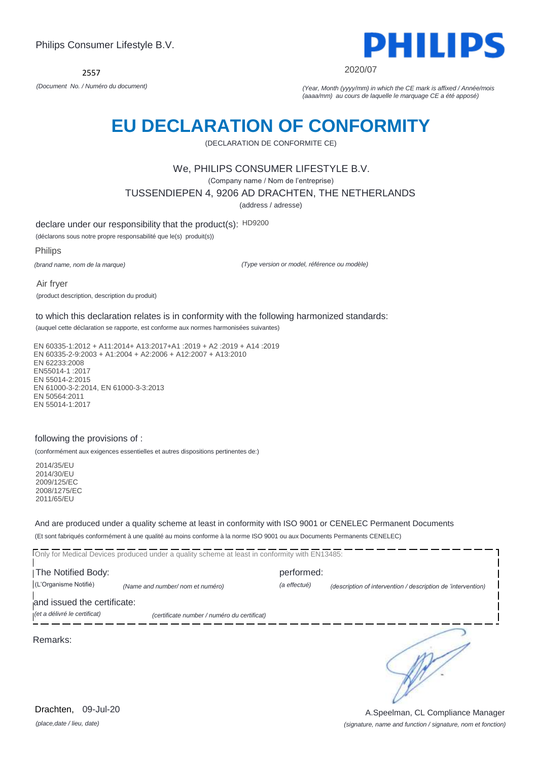Philips Consumer Lifestyle B.V.

PHILIPS

2557

*(Document No. / Numéro du document)*

2020/07

*(Year, Month (yyyy/mm) in which the CE mark is affixed / Année/mois (aaaa/mm) au cours de laquelle le marquage CE a été apposé)*

# EU DECLARATION OF CONFORMITY

(DECLARATION DE CONFORMITE CE)

We, PHILIPS CONSUMER LIFESTYLE B.V.

(Company name / Nom de l'entreprise)

TUSSENDIEPEN 4, 9206 AD DRACHTEN, THE NETHERLANDS

(address / adresse)

declare under our responsibility that the product(s): HD9200

(déclarons sous notre propre responsabilité que le(s) produit(s))

Philips

*(brand name, nom de la marque)*

*(Type version or model, référence ou modèle)*

Air fryer

(product description, description du produit)

to which this declaration relates is in conformity with the following harmonized standards:

(auquel cette déclaration se rapporte, est conforme aux normes harmonisées suivantes)

EN 60335-1:2012 + A11:2014+ A13:2017+A1 :2019 + A2 :2019 + A14 :2019
EN 60335-2-9:2003 + A1:2004 + A2:2006 + A12:2007 + A13:2010
EN 62233:2008
EN55014-1 :2017
EN 55014-2:2015
EN 61000-3-2:2014, EN 61000-3-3:2013
EN 50564:2011
EN 55014-1:2017

following the provisions of :

(conformément aux exigences essentielles et autres dispositions pertinentes de:)

2014/35/EU
2014/30/EU
2009/125/EC
2008/1275/EC
2011/65/EU

And are produced under a quality scheme at least in conformity with ISO 9001 or CENELEC Permanent Documents

(Et sont fabriqués conformément à une qualité au moins conforme à la norme ISO 9001 ou aux Documents Permanents CENELEC)

Only for Medical Devices produced under a quality scheme at least in conformity with EN13485:

The Notified Body: (L'Organisme Notifié) *(Name and number/ nom et numéro)*

performed: *(a effectué)* *(description of intervention / description de 'intervention)*

and issued the certificate: *(et a délivré le certificat)* *(certificate number / numéro du certificat)*

Remarks:

Drachten, 09-Jul-20

*(place,date / lieu, date)*

A.Speelman, CL Compliance Manager

*(signature, name and function / signature, nom et fonction)*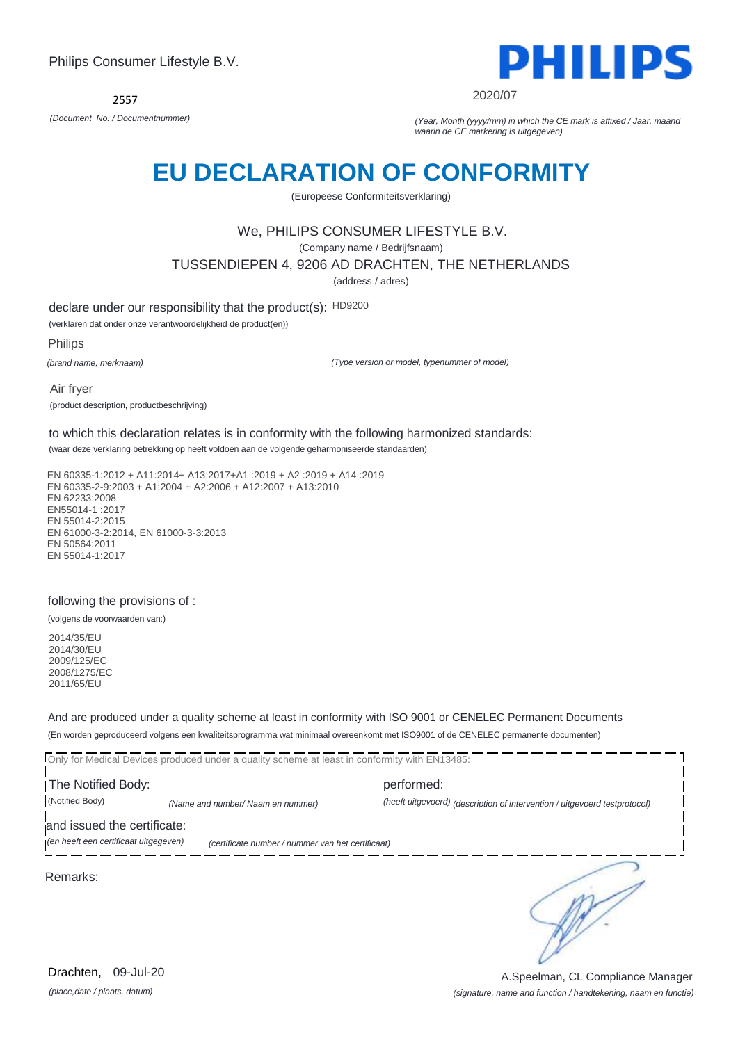Philips Consumer Lifestyle B.V.

PHILIPS

2557

*(Document No. / Documentnummer)*

2020/07

*(Year, Month (yyyy/mm) in which the CE mark is affixed / Jaar, maand waarin de CE markering is uitgegeven)*

# EU DECLARATION OF CONFORMITY

(Europeese Conformiteitsverklaring)

We, PHILIPS CONSUMER LIFESTYLE B.V.

(Company name / Bedrijfsnaam)

TUSSENDIEPEN 4, 9206 AD DRACHTEN, THE NETHERLANDS

(address / adres)

declare under our responsibility that the product(s): HD9200

(verklaren dat onder onze verantwoordelijkheid de product(en))

Philips

*(brand name, merknaam)*

*(Type version or model, typenummer of model)*

Air fryer

(product description, productbeschrijving)

to which this declaration relates is in conformity with the following harmonized standards:

(waar deze verklaring betrekking op heeft voldoen aan de volgende geharmoniseerde standaarden)

EN 60335-1:2012 + A11:2014+ A13:2017+A1 :2019 + A2 :2019 + A14 :2019
EN 60335-2-9:2003 + A1:2004 + A2:2006 + A12:2007 + A13:2010
EN 62233:2008
EN55014-1 :2017
EN 55014-2:2015
EN 61000-3-2:2014, EN 61000-3-3:2013
EN 50564:2011
EN 55014-1:2017

following the provisions of :

(volgens de voorwaarden van:)

2014/35/EU
2014/30/EU
2009/125/EC
2008/1275/EC
2011/65/EU

And are produced under a quality scheme at least in conformity with ISO 9001 or CENELEC Permanent Documents

(En worden geproduceerd volgens een kwaliteitsprogramma wat minimaal overeenkomt met ISO9001 of de CENELEC permanente documenten)

Only for Medical Devices produced under a quality scheme at least in conformity with EN13485:

The Notified Body: performed:

(Notified Body) *(Name and number/ Naam en nummer)* *(heeft uitgevoerd) (description of intervention / uitgevoerd testprotocol)*

and issued the certificate:

*(en heeft een certificaat uitgegeven)* *(certificate number / nummer van het certificaat)*

Remarks:

Drachten, 09-Jul-20

*(place,date / plaats, datum)*

A.Speelman, CL Compliance Manager

*(signature, name and function / handtekening, naam en functie)*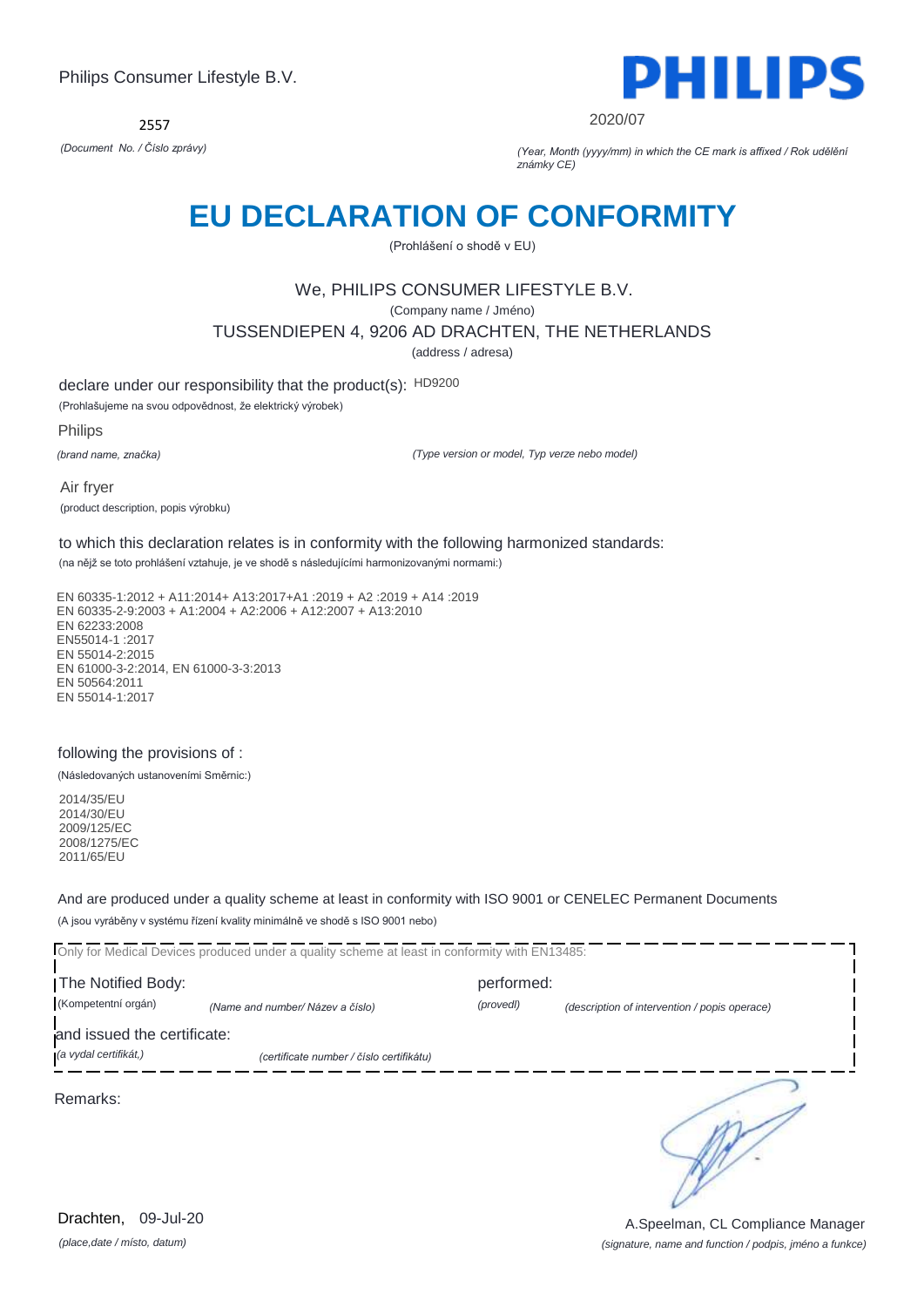Philips Consumer Lifestyle B.V.

2557

*(Document No. / Číslo zprávy)*

PHILIPS

2020/07

*(Year, Month (yyyy/mm) in which the CE mark is affixed / Rok udělění známky CE)*

# EU DECLARATION OF CONFORMITY

(Prohlášení o shodě v EU)

We, PHILIPS CONSUMER LIFESTYLE B.V.

(Company name / Jméno)

TUSSENDIEPEN 4, 9206 AD DRACHTEN, THE NETHERLANDS

(address / adresa)

declare under our responsibility that the product(s): HD9200

(Prohlašujeme na svou odpovědnost, že elektrický výrobek)

Philips

*(brand name, značka)*

*(Type version or model, Typ verze nebo model)*

Air fryer

(product description, popis výrobku)

to which this declaration relates is in conformity with the following harmonized standards:

(na nějž se toto prohlášení vztahuje, je ve shodě s následujícími harmonizovanými normami:)

EN 60335-1:2012 + A11:2014+ A13:2017+A1 :2019 + A2 :2019 + A14 :2019
EN 60335-2-9:2003 + A1:2004 + A2:2006 + A12:2007 + A13:2010
EN 62233:2008
EN55014-1 :2017
EN 55014-2:2015
EN 61000-3-2:2014, EN 61000-3-3:2013
EN 50564:2011
EN 55014-1:2017

following the provisions of :

(Následovaných ustanoveními Směrnic:)

2014/35/EU
2014/30/EU
2009/125/EC
2008/1275/EC
2011/65/EU

And are produced under a quality scheme at least in conformity with ISO 9001 or CENELEC Permanent Documents

(A jsou vyráběny v systému řízení kvality minimálně ve shodě s ISO 9001 nebo)

Only for Medical Devices produced under a quality scheme at least in conformity with EN13485:

The Notified Body: performed:

(Kompetentní orgán) *(Name and number/ Název a číslo)* *(provedl)* *(description of intervention / popis operace)*

and issued the certificate:

*(a vydal certifikát,)* *(certificate number / číslo certifikátu)*

Remarks:

Drachten, 09-Jul-20

*(place,date / místo, datum)*

A.Speelman, CL Compliance Manager

*(signature, name and function / podpis, jméno a funkce)*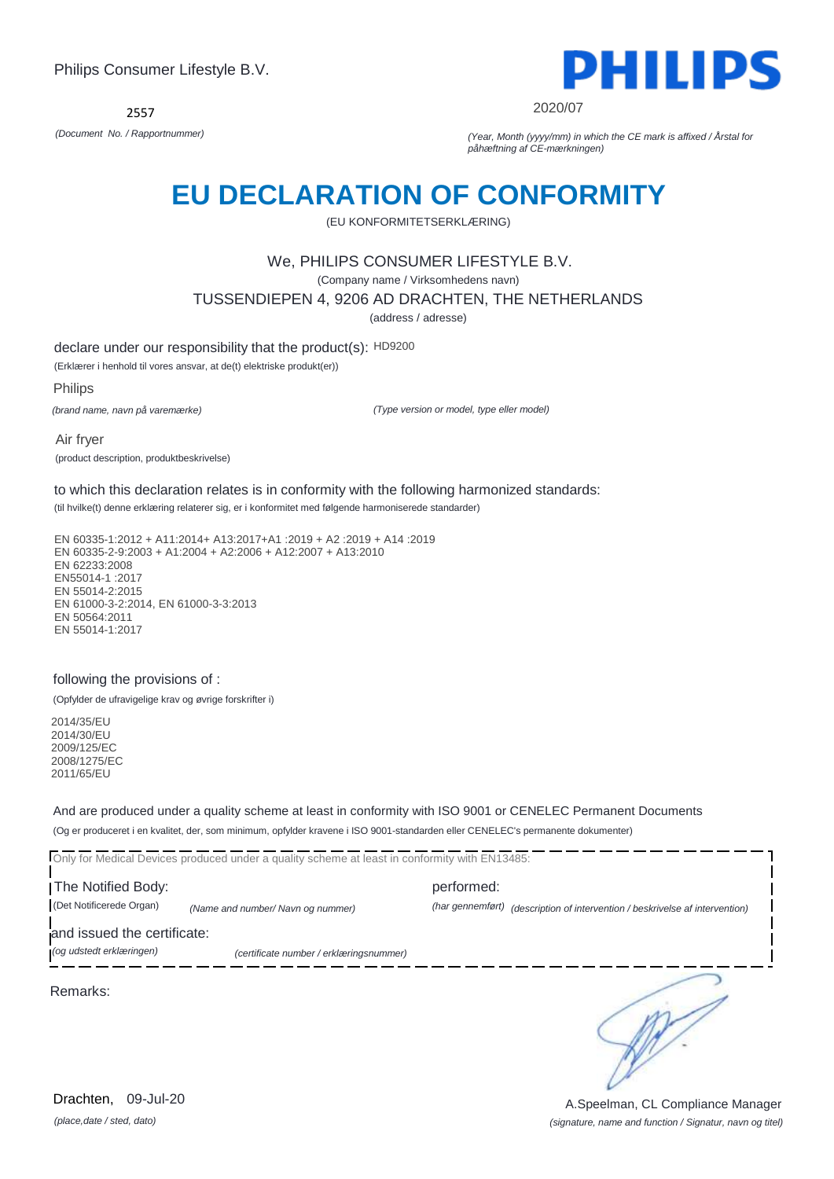Philips Consumer Lifestyle B.V.

2557

*(Document No. / Rapportnummer)*

2020/07

*(Year, Month (yyyy/mm) in which the CE mark is affixed / Årstal for påhæftning af CE-mærkningen)*

# EU DECLARATION OF CONFORMITY

(EU KONFORMITETSERKLÆRING)

We, PHILIPS CONSUMER LIFESTYLE B.V.

(Company name / Virksomhedens navn)

TUSSENDIEPEN 4, 9206 AD DRACHTEN, THE NETHERLANDS

(address / adresse)

declare under our responsibility that the product(s): HD9200

(Erklærer i henhold til vores ansvar, at de(t) elektriske produkt(er))

Philips

*(brand name, navn på varemærke)*

*(Type version or model, type eller model)*

Air fryer

(product description, produktbeskrivelse)

to which this declaration relates is in conformity with the following harmonized standards:

(til hvilke(t) denne erklæring relaterer sig, er i konformitet med følgende harmoniserede standarder)

EN 60335-1:2012 + A11:2014+ A13:2017+A1 :2019 + A2 :2019 + A14 :2019
EN 60335-2-9:2003 + A1:2004 + A2:2006 + A12:2007 + A13:2010
EN 62233:2008
EN55014-1 :2017
EN 55014-2:2015
EN 61000-3-2:2014, EN 61000-3-3:2013
EN 50564:2011
EN 55014-1:2017

following the provisions of :

(Opfylder de ufravigelige krav og øvrige forskrifter i)

2014/35/EU
2014/30/EU
2009/125/EC
2008/1275/EC
2011/65/EU

And are produced under a quality scheme at least in conformity with ISO 9001 or CENELEC Permanent Documents

(Og er produceret i en kvalitet, der, som minimum, opfylder kravene i ISO 9001-standarden eller CENELEC's permanente dokumenter)

Only for Medical Devices produced under a quality scheme at least in conformity with EN13485:

The Notified Body: performed:

(Det Notificerede Organ) *(Name and number/ Navn og nummer)* *(har gennemført)* *(description of intervention / beskrivelse af intervention)*

and issued the certificate:

*(og udstedt erklæringen)* *(certificate number / erklæringsnummer)*

Remarks:

Drachten, 09-Jul-20

*(place,date / sted, dato)*

A.Speelman, CL Compliance Manager

*(signature, name and function / Signatur, navn og titel)*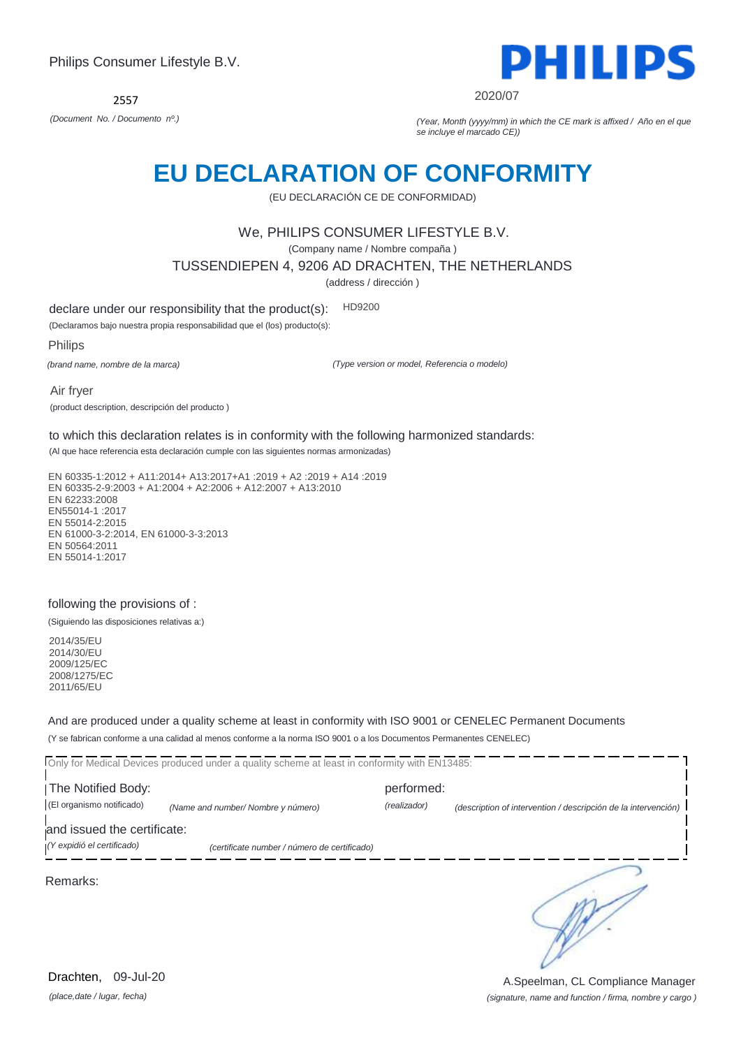Philips Consumer Lifestyle B.V.

PHILIPS

2557

*(Document No. / Documento nº.)*

2020/07

*(Year, Month (yyyy/mm) in which the CE mark is affixed / Año en el que se incluye el marcado CE))*

# EU DECLARATION OF CONFORMITY

(EU DECLARACIÓN CE DE CONFORMIDAD)

We, PHILIPS CONSUMER LIFESTYLE B.V.

(Company name / Nombre compaña )

TUSSENDIEPEN 4, 9206 AD DRACHTEN, THE NETHERLANDS

(address / dirección )

declare under our responsibility that the product(s): HD9200

(Declaramos bajo nuestra propia responsabilidad que el (los) producto(s):

Philips

*(brand name, nombre de la marca)*

*(Type version or model, Referencia o modelo)*

Air fryer

(product description, descripción del producto )

to which this declaration relates is in conformity with the following harmonized standards:

(Al que hace referencia esta declaración cumple con las siguientes normas armonizadas)

EN 60335-1:2012 + A11:2014+ A13:2017+A1 :2019 + A2 :2019 + A14 :2019
EN 60335-2-9:2003 + A1:2004 + A2:2006 + A12:2007 + A13:2010
EN 62233:2008
EN55014-1 :2017
EN 55014-2:2015
EN 61000-3-2:2014, EN 61000-3-3:2013
EN 50564:2011
EN 55014-1:2017

following the provisions of :

(Siguiendo las disposiciones relativas a:)

2014/35/EU
2014/30/EU
2009/125/EC
2008/1275/EC
2011/65/EU

And are produced under a quality scheme at least in conformity with ISO 9001 or CENELEC Permanent Documents

(Y se fabrican conforme a una calidad al menos conforme a la norma ISO 9001 o a los Documentos Permanentes CENELEC)

Only for Medical Devices produced under a quality scheme at least in conformity with EN13485:

The Notified Body: performed:

(El organismo notificado) *(Name and number/ Nombre y número)* *(realizador)* *(description of intervention / descripción de la intervención)*

and issued the certificate:

*(Y expidió el certificado)* *(certificate number / número de certificado)*

Remarks:

Drachten, 09-Jul-20

*(place,date / lugar, fecha)*

A.Speelman, CL Compliance Manager

*(signature, name and function / firma, nombre y cargo )*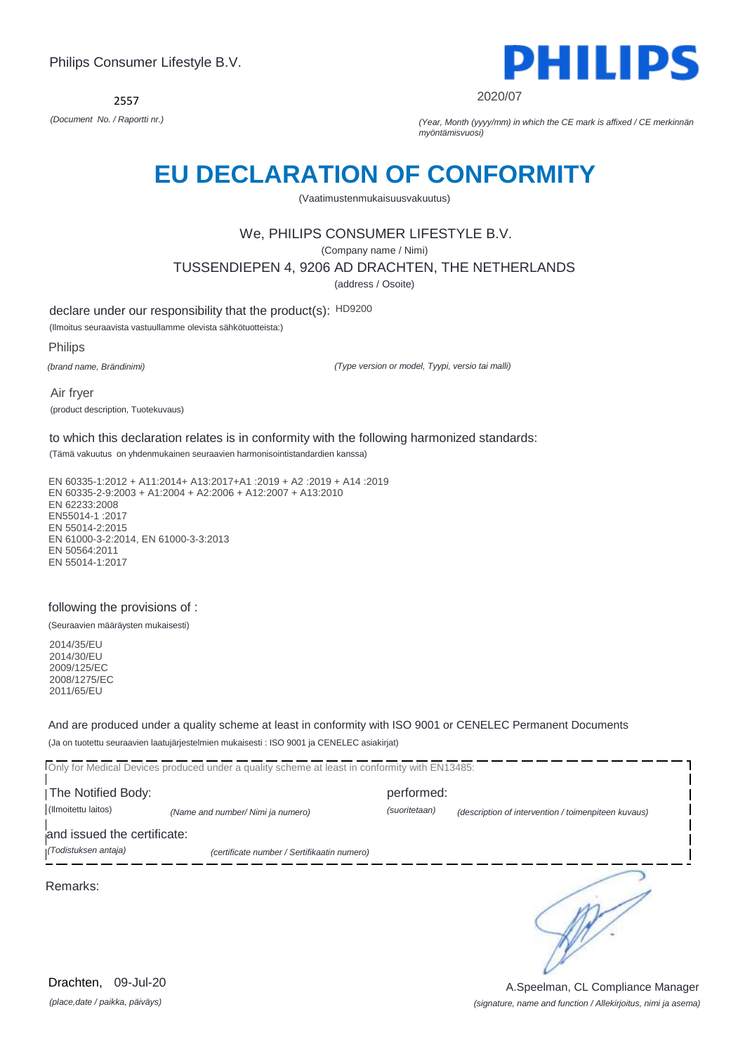Philips Consumer Lifestyle B.V.

**PHILIPS**

2557

*(Document No. / Raportti nr.)*

2020/07

*(Year, Month (yyyy/mm) in which the CE mark is affixed / CE merkinnän myöntämisvuosi)*

# EU DECLARATION OF CONFORMITY

(Vaatimustenmukaisuusvakuutus)

We, PHILIPS CONSUMER LIFESTYLE B.V.

(Company name / Nimi)

TUSSENDIEPEN 4, 9206 AD DRACHTEN, THE NETHERLANDS

(address / Osoite)

declare under our responsibility that the product(s): HD9200

(Ilmoitus seuraavista vastuullamme olevista sähkötuotteista:)

Philips

*(brand name, Brändinimi)*

*(Type version or model, Tyypi, versio tai malli)*

Air fryer

(product description, Tuotekuvaus)

to which this declaration relates is in conformity with the following harmonized standards:

(Tämä vakuutus on yhdenmukainen seuraavien harmonisointistandardien kanssa)

EN 60335-1:2012 + A11:2014+ A13:2017+A1 :2019 + A2 :2019 + A14 :2019
EN 60335-2-9:2003 + A1:2004 + A2:2006 + A12:2007 + A13:2010
EN 62233:2008
EN55014-1 :2017
EN 55014-2:2015
EN 61000-3-2:2014, EN 61000-3-3:2013
EN 50564:2011
EN 55014-1:2017

following the provisions of :

(Seuraavien määräysten mukaisesti)

2014/35/EU
2014/30/EU
2009/125/EC
2008/1275/EC
2011/65/EU

And are produced under a quality scheme at least in conformity with ISO 9001 or CENELEC Permanent Documents

(Ja on tuotettu seuraavien laatujärjestelmien mukaisesti : ISO 9001 ja CENELEC asiakirjat)

Only for Medical Devices produced under a quality scheme at least in conformity with EN13485:

The Notified Body: performed:

(Ilmoitettu laitos) *(Name and number/ Nimi ja numero)* *(suoritetaan)* *(description of intervention / toimenpiteen kuvaus)*

and issued the certificate:

*(Todistuksen antaja)* *(certificate number / Sertifikaatin numero)*

Remarks:

Drachten, 09-Jul-20

*(place,date / paikka, päiväys)*

A.Speelman, CL Compliance Manager

*(signature, name and function / Allekirjoitus, nimi ja asema)*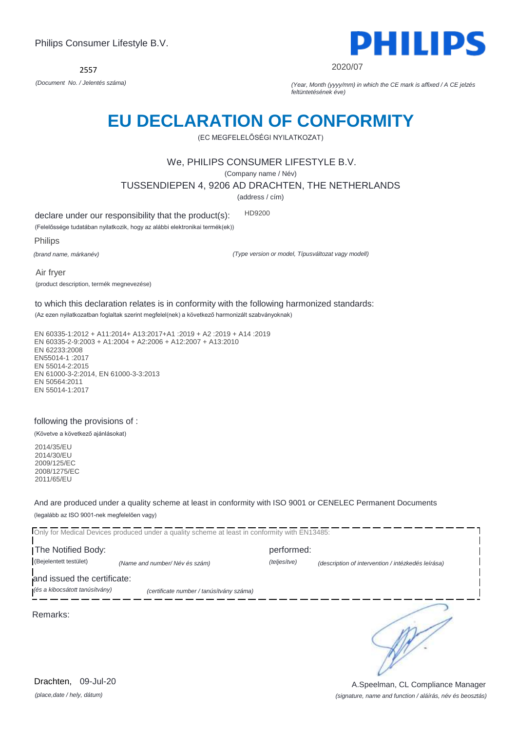Philips Consumer Lifestyle B.V.

PHILIPS

2557

*(Document No. / Jelentés száma)*

2020/07

*(Year, Month (yyyy/mm) in which the CE mark is affixed / A CE jelzés feltüntetésének éve)*

# EU DECLARATION OF CONFORMITY

(EC MEGFELELŐSÉGI NYILATKOZAT)

We, PHILIPS CONSUMER LIFESTYLE B.V.

(Company name / Név)

TUSSENDIEPEN 4, 9206 AD DRACHTEN, THE NETHERLANDS

(address / cím)

declare under our responsibility that the product(s): HD9200

(Felelőssége tudatában nyilatkozik, hogy az alábbi elektronikai termék(ek))

Philips

*(brand name, márkanév)*

*(Type version or model, Típusváltozat vagy modell)*

Air fryer

(product description, termék megnevezése)

to which this declaration relates is in conformity with the following harmonized standards:

(Az ezen nyilatkozatban foglaltak szerint megfelel(nek) a következő harmonizált szabványoknak)

EN 60335-1:2012 + A11:2014+ A13:2017+A1 :2019 + A2 :2019 + A14 :2019
EN 60335-2-9:2003 + A1:2004 + A2:2006 + A12:2007 + A13:2010
EN 62233:2008
EN55014-1 :2017
EN 55014-2:2015
EN 61000-3-2:2014, EN 61000-3-3:2013
EN 50564:2011
EN 55014-1:2017

following the provisions of :

(Követve a következő ajánlásokat)

2014/35/EU
2014/30/EU
2009/125/EC
2008/1275/EC
2011/65/EU

And are produced under a quality scheme at least in conformity with ISO 9001 or CENELEC Permanent Documents

(legalább az ISO 9001-nek megfelelően vagy)

Only for Medical Devices produced under a quality scheme at least in conformity with EN13485:

The Notified Body: performed:

(Bejelentett testület) *(Name and number/ Név és szám)* *(teljesítve)* *(description of intervention / intézkedés leírása)*

and issued the certificate:

*(és a kibocsátott tanúsítvány)* *(certificate number / tanúsítvány száma)*

Remarks:

Drachten, 09-Jul-20

*(place,date / hely, dátum)*

A.Speelman, CL Compliance Manager

*(signature, name and function / aláírás, név és beosztás)*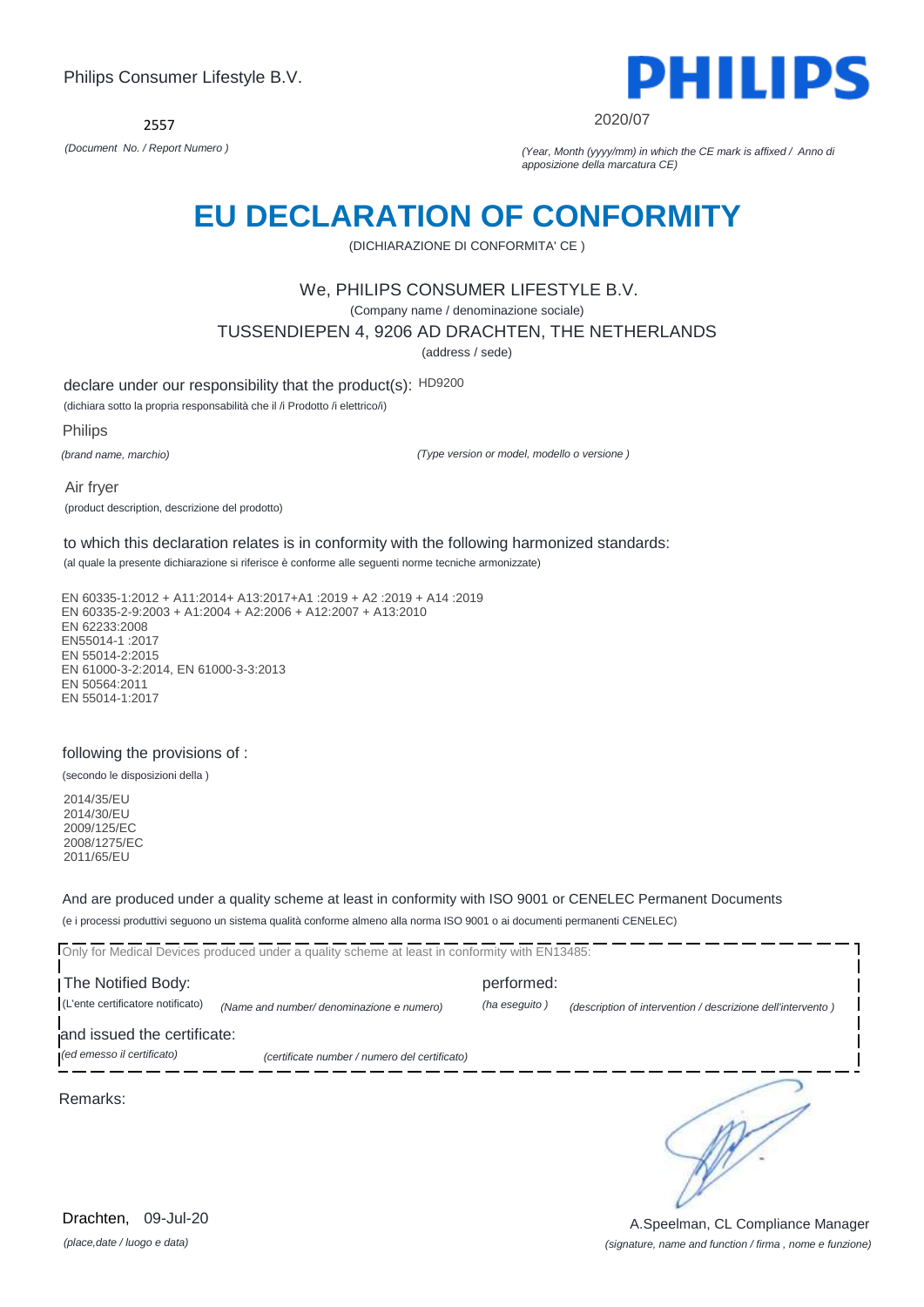Philips Consumer Lifestyle B.V.

2557

*(Document No. / Report Numero )*

2020/07

*(Year, Month (yyyy/mm) in which the CE mark is affixed / Anno di apposizione della marcatura CE)*

# EU DECLARATION OF CONFORMITY

(DICHIARAZIONE DI CONFORMITA' CE )

We, PHILIPS CONSUMER LIFESTYLE B.V.

(Company name / denominazione sociale)

TUSSENDIEPEN 4, 9206 AD DRACHTEN, THE NETHERLANDS

(address / sede)

declare under our responsibility that the product(s): HD9200

(dichiara sotto la propria responsabilità che il /i Prodotto /i elettrico/i)

Philips

*(brand name, marchio)*

*(Type version or model, modello o versione )*

Air fryer

(product description, descrizione del prodotto)

to which this declaration relates is in conformity with the following harmonized standards:

(al quale la presente dichiarazione si riferisce è conforme alle seguenti norme tecniche armonizzate)

EN 60335-1:2012 + A11:2014+ A13:2017+A1 :2019 + A2 :2019 + A14 :2019
EN 60335-2-9:2003 + A1:2004 + A2:2006 + A12:2007 + A13:2010
EN 62233:2008
EN55014-1 :2017
EN 55014-2:2015
EN 61000-3-2:2014, EN 61000-3-3:2013
EN 50564:2011
EN 55014-1:2017

following the provisions of :

(secondo le disposizioni della )

2014/35/EU
2014/30/EU
2009/125/EC
2008/1275/EC
2011/65/EU

And are produced under a quality scheme at least in conformity with ISO 9001 or CENELEC Permanent Documents

(e i processi produttivi seguono un sistema qualità conforme almeno alla norma ISO 9001 o ai documenti permanenti CENELEC)

Only for Medical Devices produced under a quality scheme at least in conformity with EN13485:

The Notified Body: performed:

(L'ente certificatore notificato) *(Name and number/ denominazione e numero)* *(ha eseguito )* *(description of intervention / descrizione dell'intervento )*

and issued the certificate:

*(ed emesso il certificato)* *(certificate number / numero del certificato)*

Remarks:

Drachten, 09-Jul-20

*(place,date / luogo e data)*

A.Speelman, CL Compliance Manager

*(signature, name and function / firma , nome e funzione)*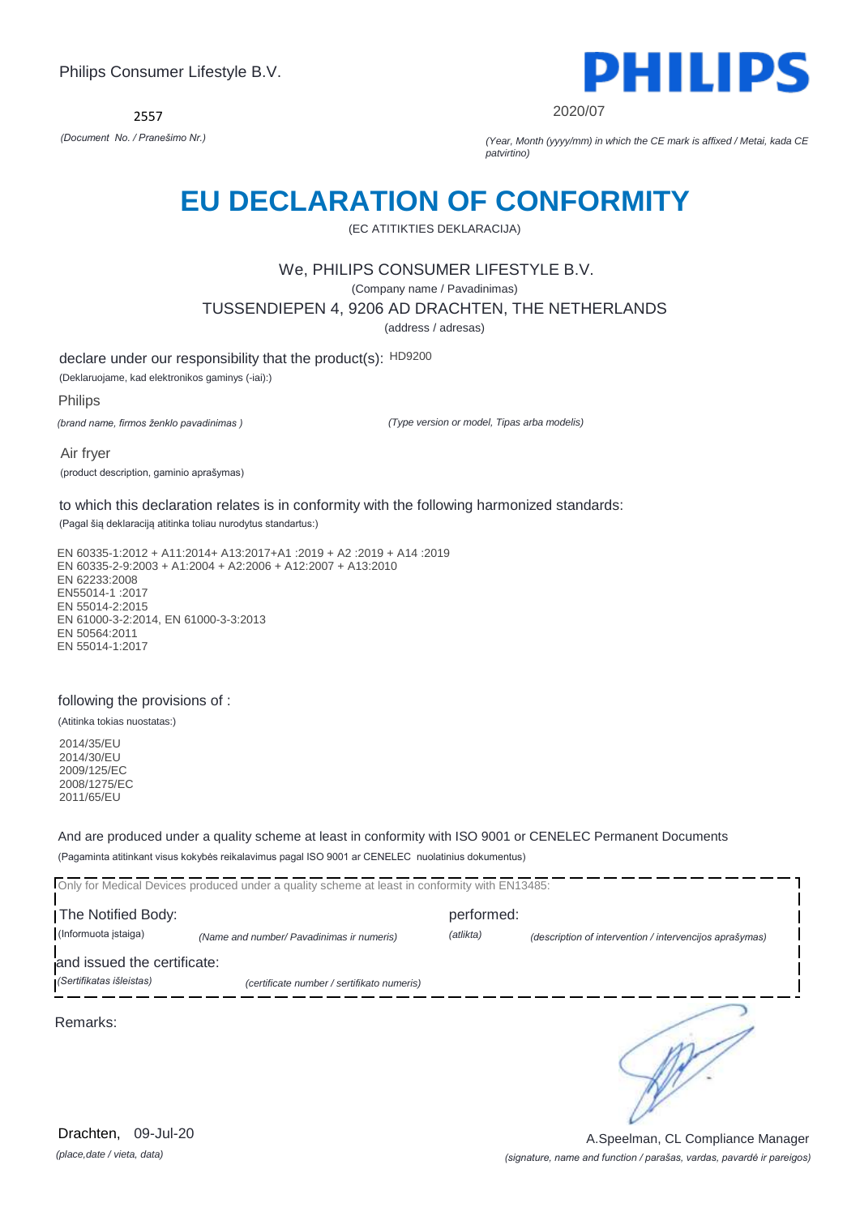Philips Consumer Lifestyle B.V.

2557

*(Document No. / Pranešimo Nr.)*

PHILIPS

2020/07

*(Year, Month (yyyy/mm) in which the CE mark is affixed / Metai, kada CE patvirtino)*

# EU DECLARATION OF CONFORMITY

(EC ATITIKTIES DEKLARACIJA)

We, PHILIPS CONSUMER LIFESTYLE B.V.

(Company name / Pavadinimas)

TUSSENDIEPEN 4, 9206 AD DRACHTEN, THE NETHERLANDS

(address / adresas)

declare under our responsibility that the product(s): HD9200

(Deklaruojame, kad elektronikos gaminys (-iai):)

Philips

*(brand name, firmos ženklo pavadinimas )*

*(Type version or model, Tipas arba modelis)*

Air fryer

(product description, gaminio aprašymas)

to which this declaration relates is in conformity with the following harmonized standards:

(Pagal šią deklaraciją atitinka toliau nurodytus standartus:)

EN 60335-1:2012 + A11:2014+ A13:2017+A1 :2019 + A2 :2019 + A14 :2019
EN 60335-2-9:2003 + A1:2004 + A2:2006 + A12:2007 + A13:2010
EN 62233:2008
EN55014-1 :2017
EN 55014-2:2015
EN 61000-3-2:2014, EN 61000-3-3:2013
EN 50564:2011
EN 55014-1:2017

following the provisions of :

(Atitinka tokias nuostatas:)

2014/35/EU
2014/30/EU
2009/125/EC
2008/1275/EC
2011/65/EU

And are produced under a quality scheme at least in conformity with ISO 9001 or CENELEC Permanent Documents

(Pagaminta atitinkant visus kokybės reikalavimus pagal ISO 9001 ar CENELEC nuolatinius dokumentus)

Only for Medical Devices produced under a quality scheme at least in conformity with EN13485:

The Notified Body: performed:

(Informuota įstaiga) *(Name and number/ Pavadinimas ir numeris)* *(atlikta)* *(description of intervention / intervencijos aprašymas)*

and issued the certificate:

*(Sertifikatas išleistas)* *(certificate number / sertifikato numeris)*

Remarks:

Drachten, 09-Jul-20

*(place,date / vieta, data)*

A.Speelman, CL Compliance Manager

*(signature, name and function / parašas, vardas, pavardė ir pareigos)*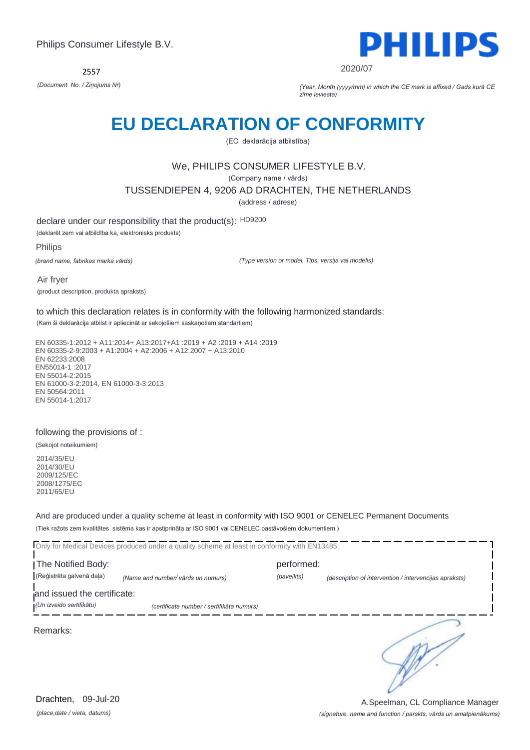Philips Consumer Lifestyle B.V.

PHILIPS

2557

*(Document No. / Ziņojums Nr)*

2020/07

*(Year, Month (yyyy/mm) in which the CE mark is affixed / Gads kurā CE zīme ieviesta)*

# EU DECLARATION OF CONFORMITY

(EC deklarācija atbilstība)

We, PHILIPS CONSUMER LIFESTYLE B.V.

(Company name / vārds)

TUSSENDIEPEN 4, 9206 AD DRACHTEN, THE NETHERLANDS

(address / adrese)

declare under our responsibility that the product(s): HD9200

(deklarēt zem vai atbildība ka, elektronisks produkts)

Philips

*(brand name, fabrikas marka vārds)*

*(Type version or model, Tips, versija vai modelis)*

Air fryer

(product description, produkta apraksts)

to which this declaration relates is in conformity with the following harmonized standards:

(Kam ši deklarācija atbilst ir apliecināt ar sekojošiem saskaņotiem standartiem)

EN 60335-1:2012 + A11:2014+ A13:2017+A1 :2019 + A2 :2019 + A14 :2019
EN 60335-2-9:2003 + A1:2004 + A2:2006 + A12:2007 + A13:2010
EN 62233:2008
EN55014-1 :2017
EN 55014-2:2015
EN 61000-3-2:2014, EN 61000-3-3:2013
EN 50564:2011
EN 55014-1:2017

following the provisions of :

(Sekojot noteikumiem)

2014/35/EU
2014/30/EU
2009/125/EC
2008/1275/EC
2011/65/EU

And are produced under a quality scheme at least in conformity with ISO 9001 or CENELEC Permanent Documents

(Tiek ražots zem kvalitātes sistēma kas ir apstiprināta ar ISO 9001 vai CENELEC pastāvošiem dokumentiem )

Only for Medical Devices produced under a quality scheme at least in conformity with EN13485:

The Notified Body: | performed:

(Reģistrēta galvenā daļa) *(Name and number/ vārds un numurs)* *(paveikts)* *(description of intervention / intervencijas apraksts)*

and issued the certificate:

*(Un izveido sertifikātu)* *(certificate number / sertifikāta numurs)*

Remarks:

Drachten, 09-Jul-20

*(place,date / vieta, datums)*

A.Speelman, CL Compliance Manager

*(signature, name and function / parskts, vārds un amatpienākums)*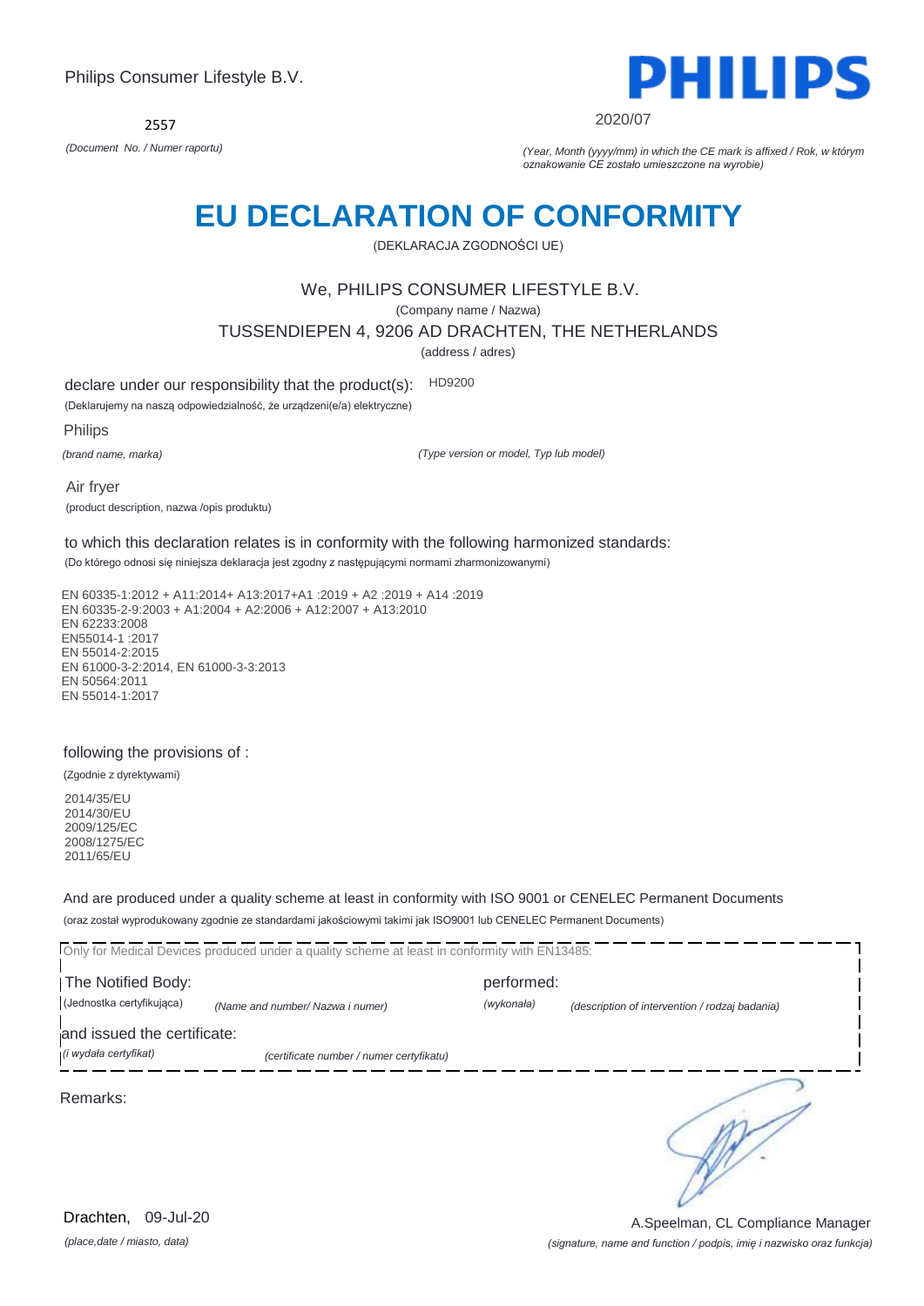Philips Consumer Lifestyle B.V.

PHILIPS

2557

*(Document No. / Numer raportu)*

2020/07

*(Year, Month (yyyy/mm) in which the CE mark is affixed / Rok, w którym oznakowanie CE zostało umieszczone na wyrobie)*

# EU DECLARATION OF CONFORMITY

(DEKLARACJA ZGODNOŚCI UE)

We, PHILIPS CONSUMER LIFESTYLE B.V.

(Company name / Nazwa)

TUSSENDIEPEN 4, 9206 AD DRACHTEN, THE NETHERLANDS

(address / adres)

declare under our responsibility that the product(s): HD9200

(Deklarujemy na naszą odpowiedzialność, że urządzeni(e/a) elektryczne)

Philips

*(brand name, marka)*

*(Type version or model, Typ lub model)*

Air fryer

(product description, nazwa /opis produktu)

to which this declaration relates is in conformity with the following harmonized standards:

(Do którego odnosi się niniejsza deklaracja jest zgodny z następującymi normami zharmonizowanymi)

EN 60335-1:2012 + A11:2014+ A13:2017+A1 :2019 + A2 :2019 + A14 :2019
EN 60335-2-9:2003 + A1:2004 + A2:2006 + A12:2007 + A13:2010
EN 62233:2008
EN55014-1 :2017
EN 55014-2:2015
EN 61000-3-2:2014, EN 61000-3-3:2013
EN 50564:2011
EN 55014-1:2017

following the provisions of :

(Zgodnie z dyrektywami)

2014/35/EU
2014/30/EU
2009/125/EC
2008/1275/EC
2011/65/EU

And are produced under a quality scheme at least in conformity with ISO 9001 or CENELEC Permanent Documents

(oraz został wyprodukowany zgodnie ze standardami jakościowymi takimi jak ISO9001 lub CENELEC Permanent Documents)

Only for Medical Devices produced under a quality scheme at least in conformity with EN13485:

The Notified Body: performed:

(Jednostka certyfikująca) *(Name and number/ Nazwa i numer)* *(wykonała)* *(description of intervention / rodzaj badania)*

and issued the certificate:

*(i wydała certyfikat)* *(certificate number / numer certyfikatu)*

Remarks:

Drachten, 09-Jul-20

*(place,date / miasto, data)*

A.Speelman, CL Compliance Manager

*(signature, name and function / podpis, imię i nazwisko oraz funkcja)*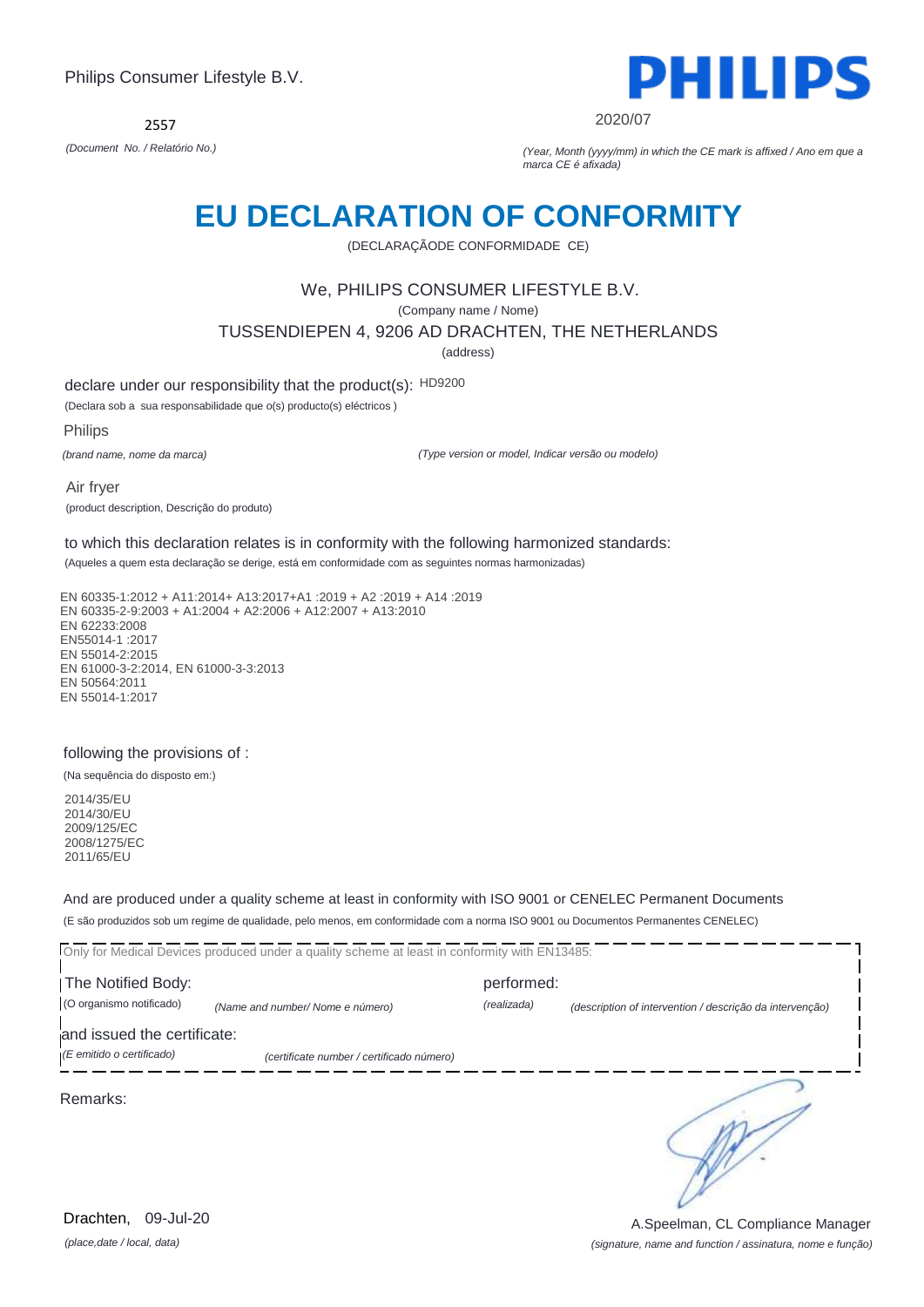Philips Consumer Lifestyle B.V.

2557

*(Document No. / Relatório No.)*

2020/07

*(Year, Month (yyyy/mm) in which the CE mark is affixed / Ano em que a marca CE é afixada)*

# EU DECLARATION OF CONFORMITY

(DECLARAÇÃODE CONFORMIDADE CE)

We, PHILIPS CONSUMER LIFESTYLE B.V.

(Company name / Nome)

TUSSENDIEPEN 4, 9206 AD DRACHTEN, THE NETHERLANDS

(address)

declare under our responsibility that the product(s): HD9200

(Declara sob a sua responsabilidade que o(s) producto(s) eléctricos )

Philips

*(brand name, nome da marca)*

*(Type version or model, Indicar versão ou modelo)*

Air fryer

(product description, Descrição do produto)

to which this declaration relates is in conformity with the following harmonized standards:

(Aqueles a quem esta declaração se derige, está em conformidade com as seguintes normas harmonizadas)

EN 60335-1:2012 + A11:2014+ A13:2017+A1 :2019 + A2 :2019 + A14 :2019
EN 60335-2-9:2003 + A1:2004 + A2:2006 + A12:2007 + A13:2010
EN 62233:2008
EN55014-1 :2017
EN 55014-2:2015
EN 61000-3-2:2014, EN 61000-3-3:2013
EN 50564:2011
EN 55014-1:2017

following the provisions of :

(Na sequência do disposto em:)

2014/35/EU
2014/30/EU
2009/125/EC
2008/1275/EC
2011/65/EU

And are produced under a quality scheme at least in conformity with ISO 9001 or CENELEC Permanent Documents

(E são produzidos sob um regime de qualidade, pelo menos, em conformidade com a norma ISO 9001 ou Documentos Permanentes CENELEC)

Only for Medical Devices produced under a quality scheme at least in conformity with EN13485:

The Notified Body: performed:

(O organismo notificado) *(Name and number/ Nome e número)* *(realizada)* *(description of intervention / descrição da intervenção)*

and issued the certificate:

*(E emitido o certificado)* *(certificate number / certificado número)*

Remarks:

Drachten, 09-Jul-20

*(place,date / local, data)*

A.Speelman, CL Compliance Manager

*(signature, name and function / assinatura, nome e função)*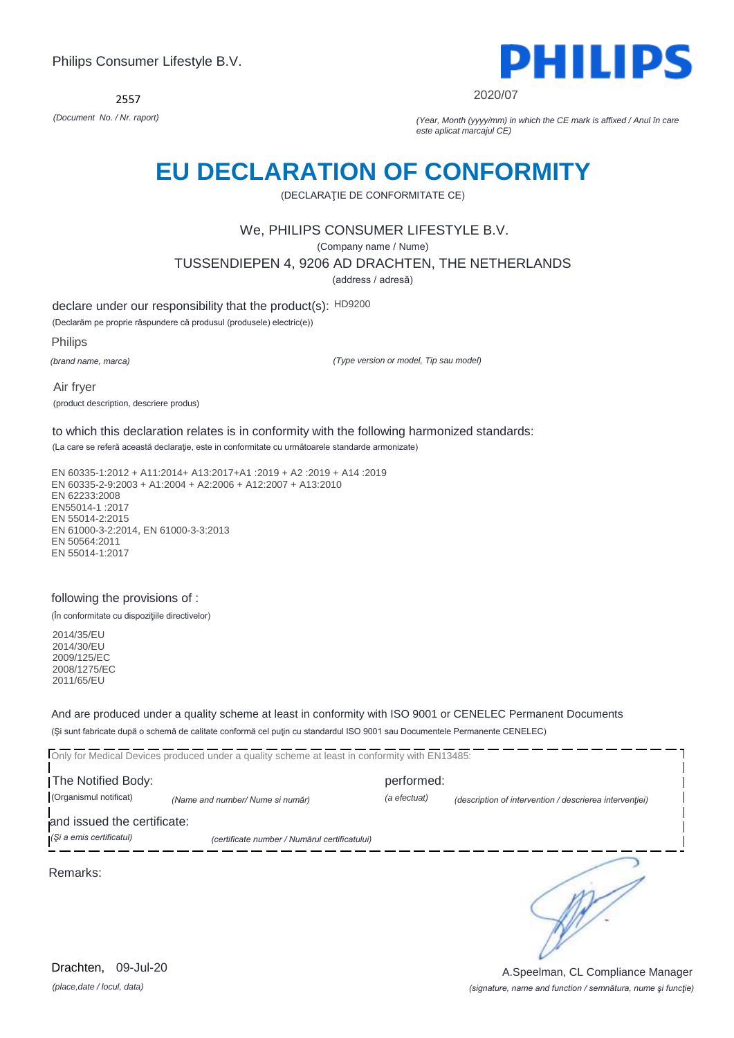Philips Consumer Lifestyle B.V.

2557

*(Document No. / Nr. raport)*

2020/07

*(Year, Month (yyyy/mm) in which the CE mark is affixed / Anul în care este aplicat marcajul CE)*

# EU DECLARATION OF CONFORMITY

(DECLARAŢIE DE CONFORMITATE CE)

We, PHILIPS CONSUMER LIFESTYLE B.V.

(Company name / Nume)

TUSSENDIEPEN 4, 9206 AD DRACHTEN, THE NETHERLANDS

(address / adresă)

declare under our responsibility that the product(s): HD9200

(Declarăm pe proprie răspundere că produsul (produsele) electric(e))

Philips

*(brand name, marca)*

*(Type version or model, Tip sau model)*

Air fryer

(product description, descriere produs)

to which this declaration relates is in conformity with the following harmonized standards:

(La care se referă această declaraţie, este in conformitate cu următoarele standarde armonizate)

EN 60335-1:2012 + A11:2014+ A13:2017+A1 :2019 + A2 :2019 + A14 :2019
EN 60335-2-9:2003 + A1:2004 + A2:2006 + A12:2007 + A13:2010
EN 62233:2008
EN55014-1 :2017
EN 55014-2:2015
EN 61000-3-2:2014, EN 61000-3-3:2013
EN 50564:2011
EN 55014-1:2017

following the provisions of :

(În conformitate cu dispoziţiile directivelor)

2014/35/EU
2014/30/EU
2009/125/EC
2008/1275/EC
2011/65/EU

And are produced under a quality scheme at least in conformity with ISO 9001 or CENELEC Permanent Documents

(Şi sunt fabricate după o schemă de calitate conformă cel puţin cu standardul ISO 9001 sau Documentele Permanente CENELEC)

Only for Medical Devices produced under a quality scheme at least in conformity with EN13485:

The Notified Body: performed:

(Organismul notificat) *(Name and number/ Nume si număr)* *(a efectuat)* *(description of intervention / descrierea intervenţiei)*

and issued the certificate:

*(Şi a emis certificatul)* *(certificate number / Numărul certificatului)*

Remarks:

Drachten, 09-Jul-20

*(place,date / locul, data)*

A.Speelman, CL Compliance Manager

*(signature, name and function / semnătura, nume şi funcţie)*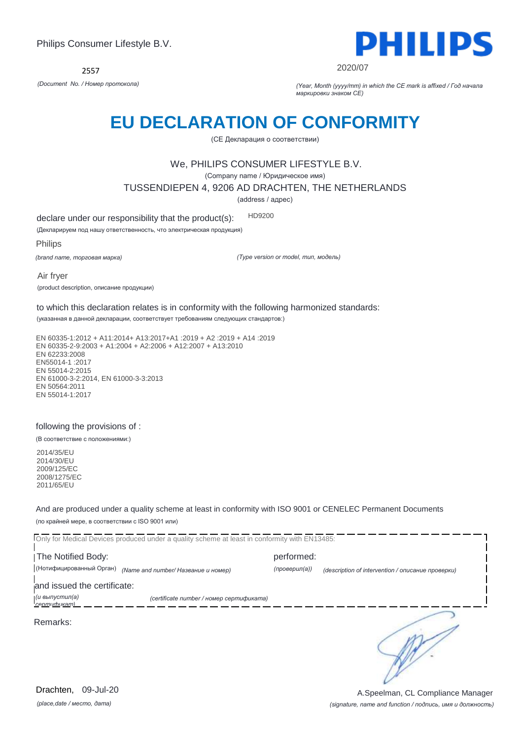Philips Consumer Lifestyle B.V.

2557

*(Document No. / Номер протокола)*

PHILIPS

2020/07

*(Year, Month (yyyy/mm) in which the CE mark is affixed / Год начала маркировки знаком CE)*

# EU DECLARATION OF CONFORMITY

(CE Декларация о соответствии)

We, PHILIPS CONSUMER LIFESTYLE B.V.

(Company name / Юридическое имя)

TUSSENDIEPEN 4, 9206 AD DRACHTEN, THE NETHERLANDS

(address / адрес)

declare under our responsibility that the product(s): HD9200

(Декларируем под нашу ответственность, что электрическая продукция)

Philips

*(brand name, торговая марка)*

*(Type version or model, тип, модель)*

Air fryer

(product description, описание продукции)

to which this declaration relates is in conformity with the following harmonized standards:

(указанная в данной декларации, соответствует требованиям следующих стандартов:)

EN 60335-1:2012 + A11:2014+ A13:2017+A1 :2019 + A2 :2019 + A14 :2019
EN 60335-2-9:2003 + A1:2004 + A2:2006 + A12:2007 + A13:2010
EN 62233:2008
EN55014-1 :2017
EN 55014-2:2015
EN 61000-3-2:2014, EN 61000-3-3:2013
EN 50564:2011
EN 55014-1:2017

following the provisions of :

(В соответствие с положениями:)

2014/35/EU
2014/30/EU
2009/125/EC
2008/1275/EC
2011/65/EU

And are produced under a quality scheme at least in conformity with ISO 9001 or CENELEC Permanent Documents

(по крайней мере, в соответствии с ISO 9001 или)

Only for Medical Devices produced under a quality scheme at least in conformity with EN13485:

The Notified Body: performed:

(Нотифицированный Орган) *(Name and number/ Название и номер)* *(проверил(а))* *(description of intervention / описание проверки)*

and issued the certificate:

*(и выпустил(а) сертификат)* *(certificate number / номер сертификата)*

Remarks:

Drachten, 09-Jul-20

*(place,date / место, дата)*

A.Speelman, CL Compliance Manager

*(signature, name and function / подпись, имя и должность)*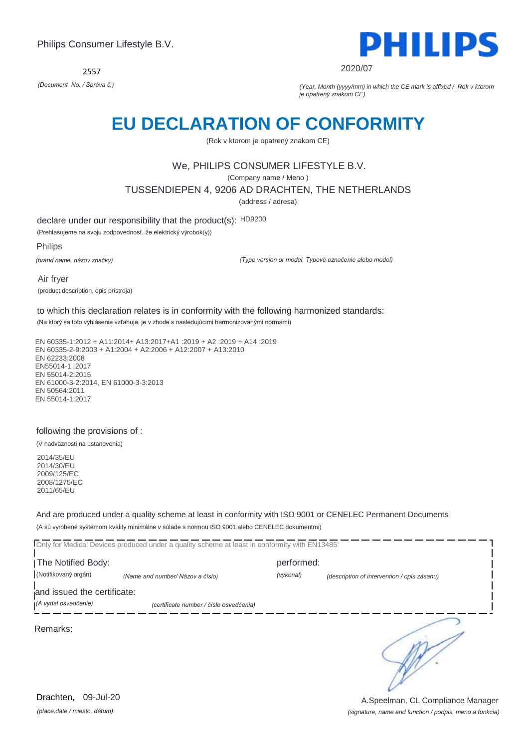Philips Consumer Lifestyle B.V.

2557

*(Document No. / Správa č.)*

2020/07

*(Year, Month (yyyy/mm) in which the CE mark is affixed / Rok v ktorom je opatrený znakom CE)*

# EU DECLARATION OF CONFORMITY

(Rok v ktorom je opatrený znakom CE)

We, PHILIPS CONSUMER LIFESTYLE B.V.

(Company name / Meno )

TUSSENDIEPEN 4, 9206 AD DRACHTEN, THE NETHERLANDS

(address / adresa)

declare under our responsibility that the product(s): HD9200

(Prehlasujeme na svoju zodpovednosť, že elektrický výrobok(y))

Philips

*(brand name, názov značky)*

*(Type version or model, Typové označenie alebo model)*

Air fryer

(product description, opis prístroja)

to which this declaration relates is in conformity with the following harmonized standards:

(Na ktorý sa toto vyhlásenie vzťahuje, je v zhode s nasledujúcimi harmonizovanými normami)

EN 60335-1:2012 + A11:2014+ A13:2017+A1 :2019 + A2 :2019 + A14 :2019
EN 60335-2-9:2003 + A1:2004 + A2:2006 + A12:2007 + A13:2010
EN 62233:2008
EN55014-1 :2017
EN 55014-2:2015
EN 61000-3-2:2014, EN 61000-3-3:2013
EN 50564:2011
EN 55014-1:2017

following the provisions of :

(V nadväznosti na ustanovenia)

2014/35/EU
2014/30/EU
2009/125/EC
2008/1275/EC
2011/65/EU

And are produced under a quality scheme at least in conformity with ISO 9001 or CENELEC Permanent Documents

(A sú vyrobené systémom kvality minimálne v súlade s normou ISO 9001 alebo CENELEC dokumentmi)

Only for Medical Devices produced under a quality scheme at least in conformity with EN13485:

The Notified Body: performed:

(Notifikovaný orgán) *(Name and number/ Názov a číslo)* *(vykonal)* *(description of intervention / opis zásahu)*

and issued the certificate:

*(A vydal osvedčenie)* *(certificate number / číslo osvedčenia)*

Remarks:

Drachten, 09-Jul-20

*(place,date / miesto, dátum)*

A.Speelman, CL Compliance Manager

*(signature, name and function / podpis, meno a funkcia)*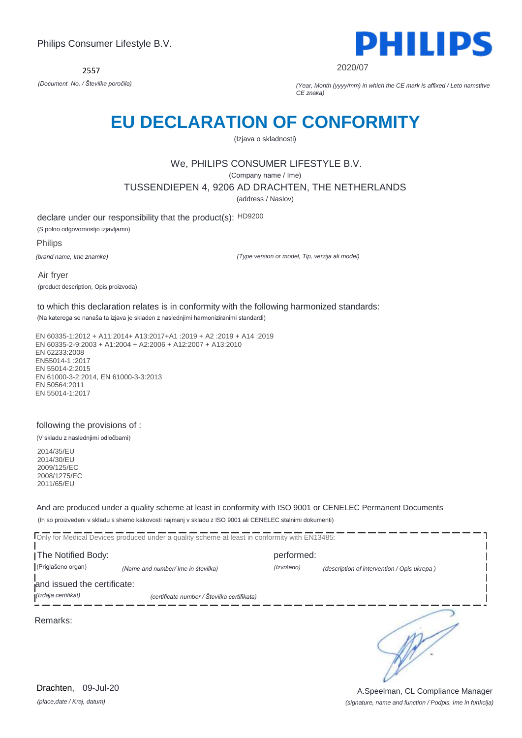Philips Consumer Lifestyle B.V.

2557

*(Document No. / Številka poročila)*

PHILIPS

2020/07

*(Year, Month (yyyy/mm) in which the CE mark is affixed / Leto namstitve CE znaka)*

# EU DECLARATION OF CONFORMITY

(Izjava o skladnosti)

We, PHILIPS CONSUMER LIFESTYLE B.V.

(Company name / Ime)

TUSSENDIEPEN 4, 9206 AD DRACHTEN, THE NETHERLANDS

(address / Naslov)

declare under our responsibility that the product(s): HD9200

(S polno odgovornostjo izjavljamo)

Philips

*(brand name, Ime znamke)*

*(Type version or model, Tip, verzija ali model)*

Air fryer

(product description, Opis proizvoda)

to which this declaration relates is in conformity with the following harmonized standards:

(Na katerega se nanaša ta izjava je skladen z naslednjimi harmoniziranimi standardi)

EN 60335-1:2012 + A11:2014+ A13:2017+A1 :2019 + A2 :2019 + A14 :2019
EN 60335-2-9:2003 + A1:2004 + A2:2006 + A12:2007 + A13:2010
EN 62233:2008
EN55014-1 :2017
EN 55014-2:2015
EN 61000-3-2:2014, EN 61000-3-3:2013
EN 50564:2011
EN 55014-1:2017

following the provisions of :

(V skladu z naslednjimi odločbami)

2014/35/EU
2014/30/EU
2009/125/EC
2008/1275/EC
2011/65/EU

And are produced under a quality scheme at least in conformity with ISO 9001 or CENELEC Permanent Documents

(In so proizvedeni v skladu s shemo kakovosti najmanj v skladu z ISO 9001 ali CENELEC stalnimi dokumenti)

Only for Medical Devices produced under a quality scheme at least in conformity with EN13485:

The Notified Body: performed:

(Priglašeno organ) *(Name and number/ Ime in številka)* *(Izvršeno)* *(description of intervention / Opis ukrepa )*

and issued the certificate:

*(Izdaja certifikat)* *(certificate number / Številka certifikata)*

Remarks:

Drachten, 09-Jul-20

*(place,date / Kraj, datum)*

A.Speelman, CL Compliance Manager

*(signature, name and function / Podpis, Ime in funkcija)*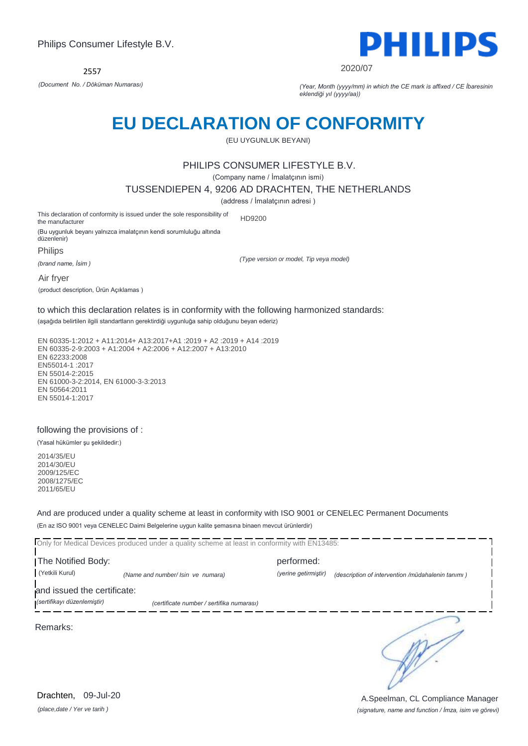Philips Consumer Lifestyle B.V.

2557

*(Document No. / Döküman Numarası)*

2020/07

*(Year, Month (yyyy/mm) in which the CE mark is affixed / CE İbaresinin eklendiği yıl (yyyy/aa))*

# EU DECLARATION OF CONFORMITY

(EU UYGUNLUK BEYANI)

PHILIPS CONSUMER LIFESTYLE B.V.

(Company name / İmalatçının ismi)

TUSSENDIEPEN 4, 9206 AD DRACHTEN, THE NETHERLANDS

(address / İmalatçının adresi )

This declaration of conformity is issued under the sole responsibility of the manufacturer

(Bu uygunluk beyanı yalnızca imalatçının kendi sorumluluğu altında düzenlenir)

HD9200

*(Type version or model, Tip veya model)*

Philips

*(brand name, İsim )*

Air fryer

(product description, Ürün Açıklamas )

to which this declaration relates is in conformity with the following harmonized standards:

(aşağıda belirtilen ilgili standartların gerektirdiği uygunluğa sahip olduğunu beyan ederiz)

EN 60335-1:2012 + A11:2014+ A13:2017+A1 :2019 + A2 :2019 + A14 :2019
EN 60335-2-9:2003 + A1:2004 + A2:2006 + A12:2007 + A13:2010
EN 62233:2008
EN55014-1 :2017
EN 55014-2:2015
EN 61000-3-2:2014, EN 61000-3-3:2013
EN 50564:2011
EN 55014-1:2017

following the provisions of :

(Yasal hükümler şu şekildedir:)

2014/35/EU
2014/30/EU
2009/125/EC
2008/1275/EC
2011/65/EU

And are produced under a quality scheme at least in conformity with ISO 9001 or CENELEC Permanent Documents

(En az ISO 9001 veya CENELEC Daimi Belgelerine uygun kalite şemasına binaen mevcut ürünlerdir)

Only for Medical Devices produced under a quality scheme at least in conformity with EN13485:

The Notified Body: (Yetkili Kurul) *(Name and number/ Isin ve numara)*

performed: *(yerine getirmiştir)* *(description of intervention /müdahalenin tanımı )*

and issued the certificate: *(sertifikayı düzenlemiştir)* *(certificate number / sertifika numarası)*

Remarks:

Drachten, 09-Jul-20

*(place,date / Yer ve tarih )*

A.Speelman, CL Compliance Manager

*(signature, name and function / İmza, isim ve görevi)*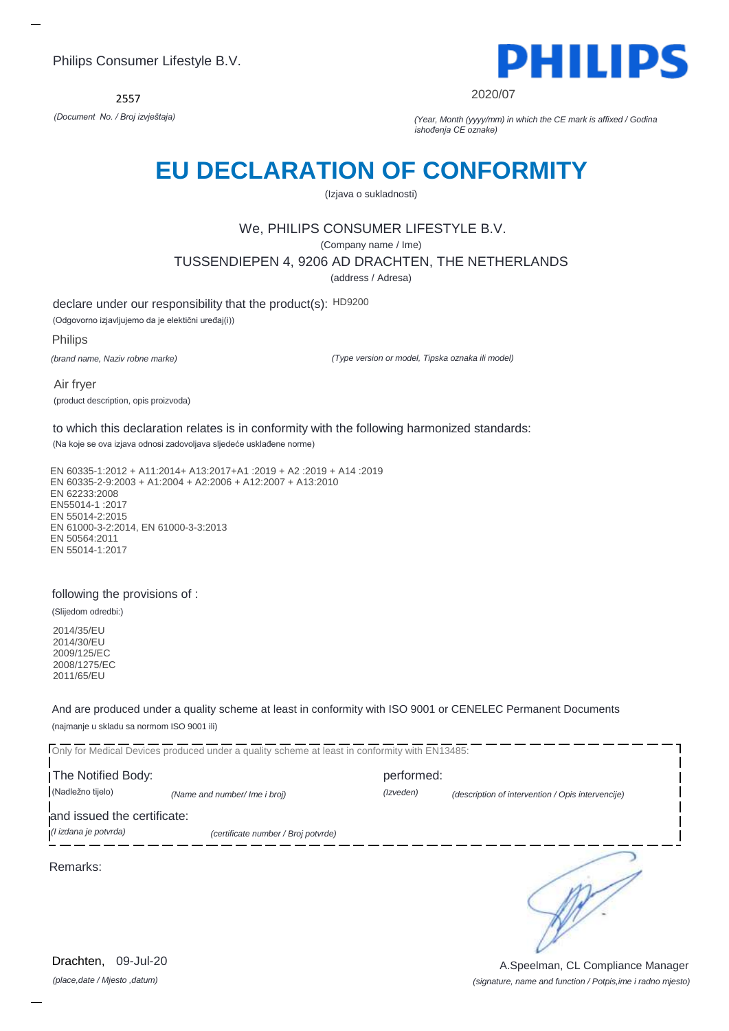Philips Consumer Lifestyle B.V.

**PHILIPS**

2557

*(Document No. / Broj izvještaja)*

2020/07

*(Year, Month (yyyy/mm) in which the CE mark is affixed / Godina ishođenja CE oznake)*

# EU DECLARATION OF CONFORMITY

(Izjava o sukladnosti)

We, PHILIPS CONSUMER LIFESTYLE B.V.

(Company name / Ime)

TUSSENDIEPEN 4, 9206 AD DRACHTEN, THE NETHERLANDS

(address / Adresa)

declare under our responsibility that the product(s): HD9200

(Odgovorno izjavljujemo da je elektični uređaj(i))

Philips

*(brand name, Naziv robne marke)*

*(Type version or model, Tipska oznaka ili model)*

Air fryer

(product description, opis proizvoda)

to which this declaration relates is in conformity with the following harmonized standards:

(Na koje se ova izjava odnosi zadovoljava sljedeće usklađene norme)

EN 60335-1:2012 + A11:2014+ A13:2017+A1 :2019 + A2 :2019 + A14 :2019
EN 60335-2-9:2003 + A1:2004 + A2:2006 + A12:2007 + A13:2010
EN 62233:2008
EN55014-1 :2017
EN 55014-2:2015
EN 61000-3-2:2014, EN 61000-3-3:2013
EN 50564:2011
EN 55014-1:2017

following the provisions of :

(Slijedom odredbi:)

2014/35/EU
2014/30/EU
2009/125/EC
2008/1275/EC
2011/65/EU

And are produced under a quality scheme at least in conformity with ISO 9001 or CENELEC Permanent Documents

(najmanje u skladu sa normom ISO 9001 ili)

Only for Medical Devices produced under a quality scheme at least in conformity with EN13485:

The Notified Body: (Nadležno tijelo) *(Name and number/ Ime i broj)*

performed: *(Izveden)* *(description of intervention / Opis intervencije)*

and issued the certificate: *(I izdana je potvrda)* *(certificate number / Broj potvrde)*

Remarks:

Drachten, 09-Jul-20

*(place,date / Mjesto ,datum)*

A.Speelman, CL Compliance Manager

*(signature, name and function / Potpis,ime i radno mjesto)*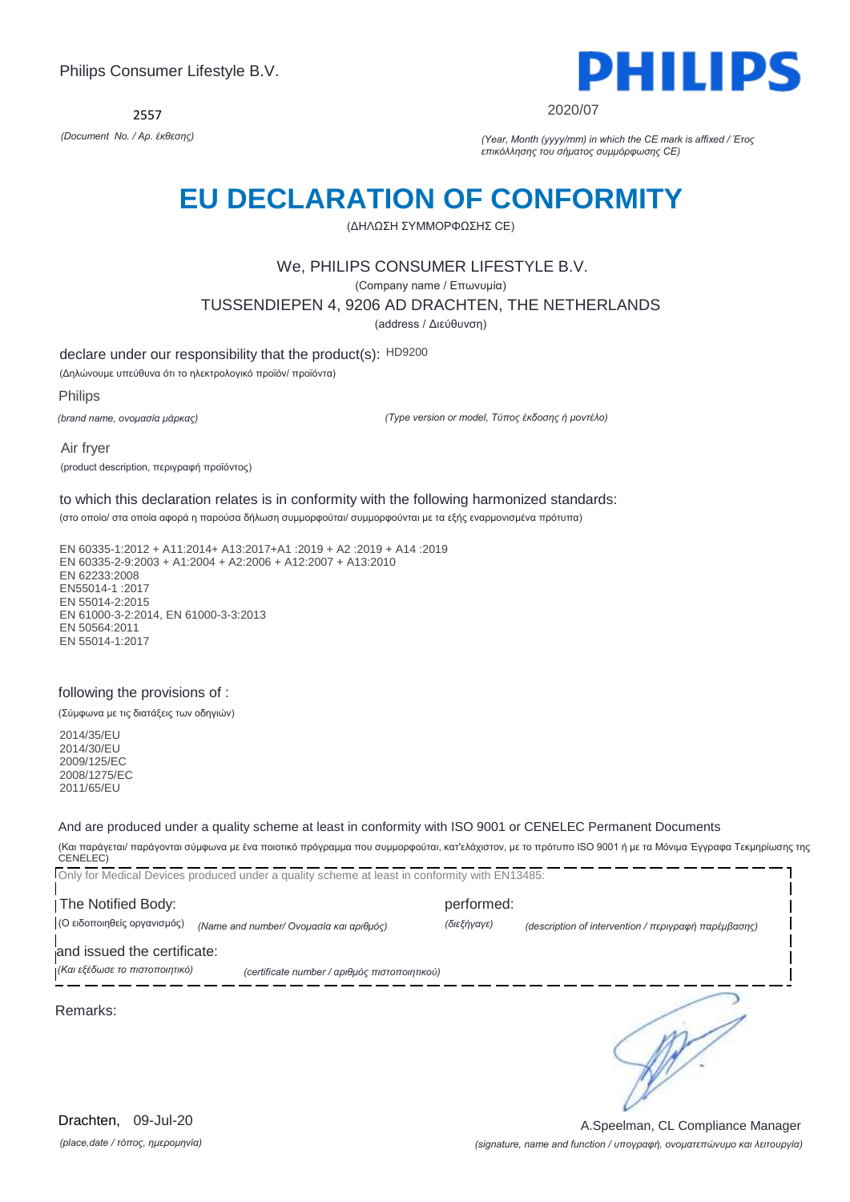Philips Consumer Lifestyle B.V.

2557

*(Document No. / Αρ. έκθεσης)*

2020/07

*(Year, Month (yyyy/mm) in which the CE mark is affixed / Έτος επικόλλησης του σήματος συμμόρφωσης CE)*

# EU DECLARATION OF CONFORMITY

(ΔΗΛΩΣΗ ΣΥΜΜΟΡΦΩΣΗΣ CE)

We, PHILIPS CONSUMER LIFESTYLE B.V.

(Company name / Επωνυμία)

TUSSENDIEPEN 4, 9206 AD DRACHTEN, THE NETHERLANDS

(address / Διεύθυνση)

declare under our responsibility that the product(s): HD9200

(Δηλώνουμε υπεύθυνα ότι το ηλεκτρολογικό προϊόν/ προϊόντα)

Philips

*(brand name, ονομασία μάρκας)*

*(Type version or model, Τύπος έκδοσης ή μοντέλο)*

Air fryer

(product description, περιγραφή προϊόντος)

to which this declaration relates is in conformity with the following harmonized standards:

(στο οποίο/ στα οποία αφορά η παρούσα δήλωση συμμορφούται/ συμμορφούνται με τα εξής εναρμονισμένα πρότυπα)

EN 60335-1:2012 + A11:2014+ A13:2017+A1 :2019 + A2 :2019 + A14 :2019
EN 60335-2-9:2003 + A1:2004 + A2:2006 + A12:2007 + A13:2010
EN 62233:2008
EN55014-1 :2017
EN 55014-2:2015
EN 61000-3-2:2014, EN 61000-3-3:2013
EN 50564:2011
EN 55014-1:2017

following the provisions of :

(Σύμφωνα με τις διατάξεις των οδηγιών)

2014/35/EU
2014/30/EU
2009/125/EC
2008/1275/EC
2011/65/EU

And are produced under a quality scheme at least in conformity with ISO 9001 or CENELEC Permanent Documents

(Και παράγεται/ παράγονται σύμφωνα με ένα ποιοτικό πρόγραμμα που συμμορφούται, κατ'ελάχιστον, με το πρότυπο ISO 9001 ή με τα Μόνιμα Έγγραφα Τεκμηρίωσης της CENELEC)

Only for Medical Devices produced under a quality scheme at least in conformity with EN13485:

The Notified Body: (Ο ειδοποιηθείς οργανισμός) *(Name and number/ Ονομασία και αριθμός)*

performed: *(διεξήγαγε)* *(description of intervention / περιγραφή παρέμβασης)*

and issued the certificate: *(Και εξέδωσε το πιστοποιητικό)* *(certificate number / αριθμός πιστοποιητικού)*

Remarks:

Drachten, 09-Jul-20

*(place,date / τόπος, ημερομηνία)*

A.Speelman, CL Compliance Manager

*(signature, name and function / υπογραφή, ονοματεπώνυμο και λειτουργία)*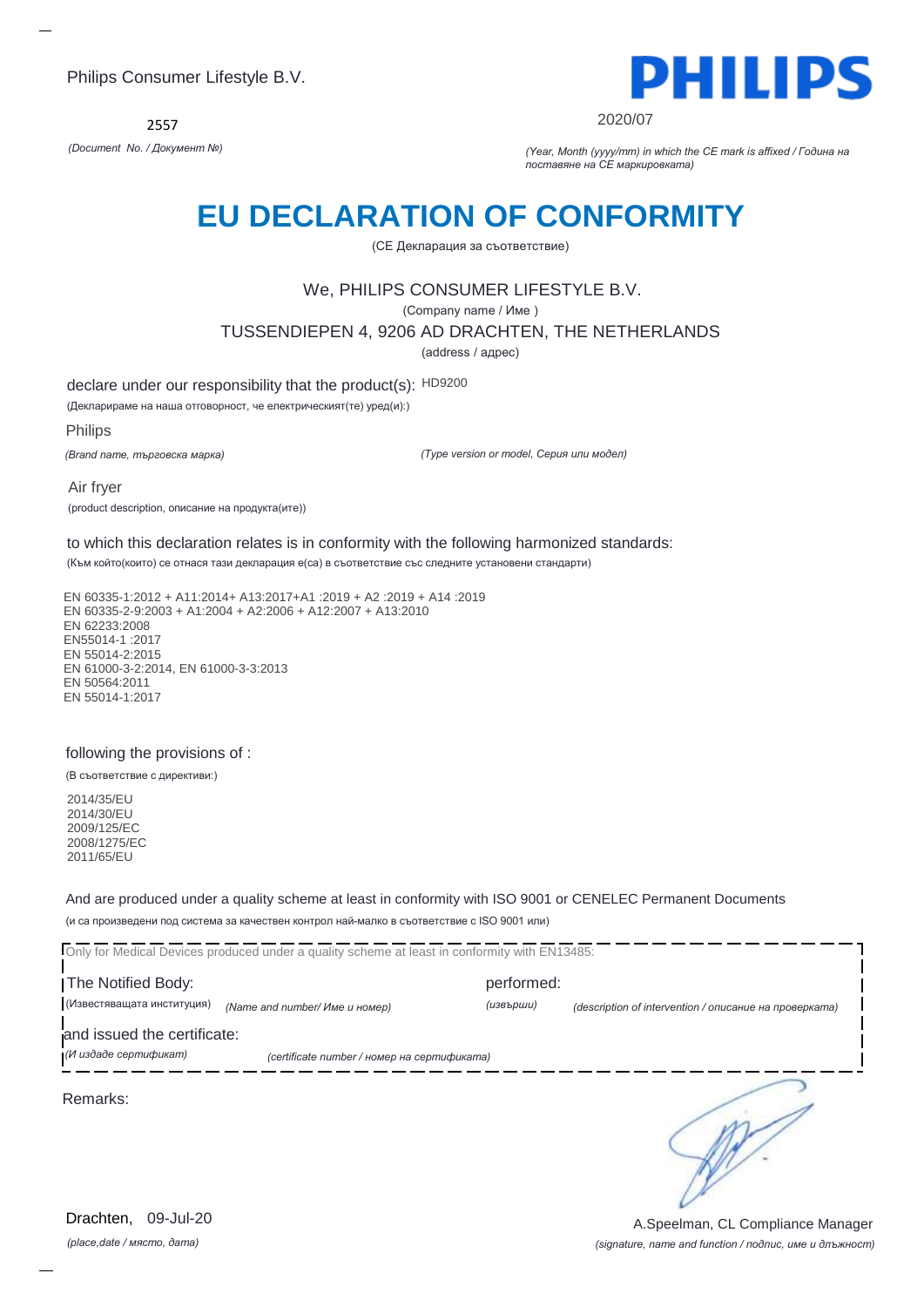Philips Consumer Lifestyle B.V.

2557

*(Document No. / Документ №)*

2020/07

*(Year, Month (yyyy/mm) in which the CE mark is affixed / Година на поставяне на CE маркировката)*

# EU DECLARATION OF CONFORMITY

(CE Декларация за съответствие)

We, PHILIPS CONSUMER LIFESTYLE B.V.

(Company name / Име )

TUSSENDIEPEN 4, 9206 AD DRACHTEN, THE NETHERLANDS

(address / адрес)

declare under our responsibility that the product(s): HD9200

(Декларираме на наша отговорност, че електрическият(те) уред(и):)

Philips

*(Brand name, търговска марка)*

*(Type version or model, Серия или модел)*

Air fryer

(product description, описание на продукта(ите))

to which this declaration relates is in conformity with the following harmonized standards:

(Към който(които) се отнася тази декларация е(са) в съответствие със следните установени стандарти)

EN 60335-1:2012 + A11:2014+ A13:2017+A1 :2019 + A2 :2019 + A14 :2019
EN 60335-2-9:2003 + A1:2004 + A2:2006 + A12:2007 + A13:2010
EN 62233:2008
EN55014-1 :2017
EN 55014-2:2015
EN 61000-3-2:2014, EN 61000-3-3:2013
EN 50564:2011
EN 55014-1:2017

following the provisions of :

(В съответствие с директиви:)

2014/35/EU
2014/30/EU
2009/125/EC
2008/1275/EC
2011/65/EU

And are produced under a quality scheme at least in conformity with ISO 9001 or CENELEC Permanent Documents

(и са произведени под система за качествен контрол най-малко в съответствие с ISO 9001 или)

Only for Medical Devices produced under a quality scheme at least in conformity with EN13485:

The Notified Body: performed:

(Известяващата институция) *(Name and number/ Име и номер)* *(извърши)* *(description of intervention / описание на проверката)*

and issued the certificate:

*(И издаде сертификат)* *(certificate number / номер на сертификата)*

Remarks:

Drachten, 09-Jul-20

*(place,date / място, дата)*

A.Speelman, CL Compliance Manager

*(signature, name and function / подпис, име и длъжност)*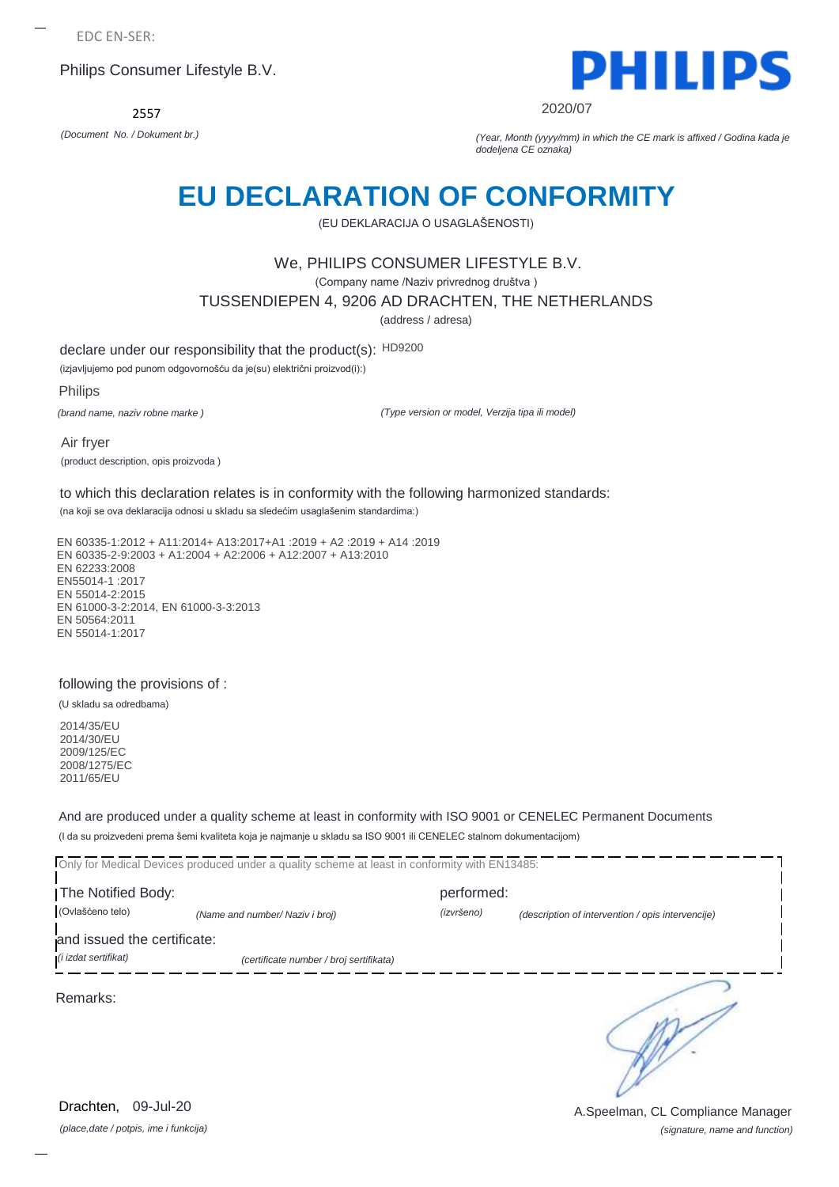EDC EN-SER:

Philips Consumer Lifestyle B.V.

2557

*(Document No. / Dokument br.)*

2020/07

*(Year, Month (yyyy/mm) in which the CE mark is affixed / Godina kada je dodeljena CE oznaka)*

# EU DECLARATION OF CONFORMITY

(EU DEKLARACIJA O USAGLAŠENOSTI)

We, PHILIPS CONSUMER LIFESTYLE B.V.

(Company name /Naziv privrednog društva )

TUSSENDIEPEN 4, 9206 AD DRACHTEN, THE NETHERLANDS

(address / adresa)

declare under our responsibility that the product(s): HD9200

(izjavljujemo pod punom odgovornošću da je(su) električni proizvod(i):)

Philips

*(brand name, naziv robne marke )*

*(Type version or model, Verzija tipa ili model)*

Air fryer

(product description, opis proizvoda )

to which this declaration relates is in conformity with the following harmonized standards:

(na koji se ova deklaracija odnosi u skladu sa sledećim usaglašenim standardima:)

EN 60335-1:2012 + A11:2014+ A13:2017+A1 :2019 + A2 :2019 + A14 :2019
EN 60335-2-9:2003 + A1:2004 + A2:2006 + A12:2007 + A13:2010
EN 62233:2008
EN55014-1 :2017
EN 55014-2:2015
EN 61000-3-2:2014, EN 61000-3-3:2013
EN 50564:2011
EN 55014-1:2017

following the provisions of :

(U skladu sa odredbama)

2014/35/EU
2014/30/EU
2009/125/EC
2008/1275/EC
2011/65/EU

And are produced under a quality scheme at least in conformity with ISO 9001 or CENELEC Permanent Documents

(I da su proizvedeni prema šemi kvaliteta koja je najmanje u skladu sa ISO 9001 ili CENELEC stalnom dokumentacijom)

Only for Medical Devices produced under a quality scheme at least in conformity with EN13485:

The Notified Body: performed:

(Ovlašćeno telo) *(Name and number/ Naziv i broj)* *(izvršeno)* *(description of intervention / opis intervencije)*

and issued the certificate:

*(i izdat sertifikat)* *(certificate number / broj sertifikata)*

Remarks:

Drachten, 09-Jul-20

*(place,date / potpis, ime i funkcija)*

A.Speelman, CL Compliance Manager

*(signature, name and function)*